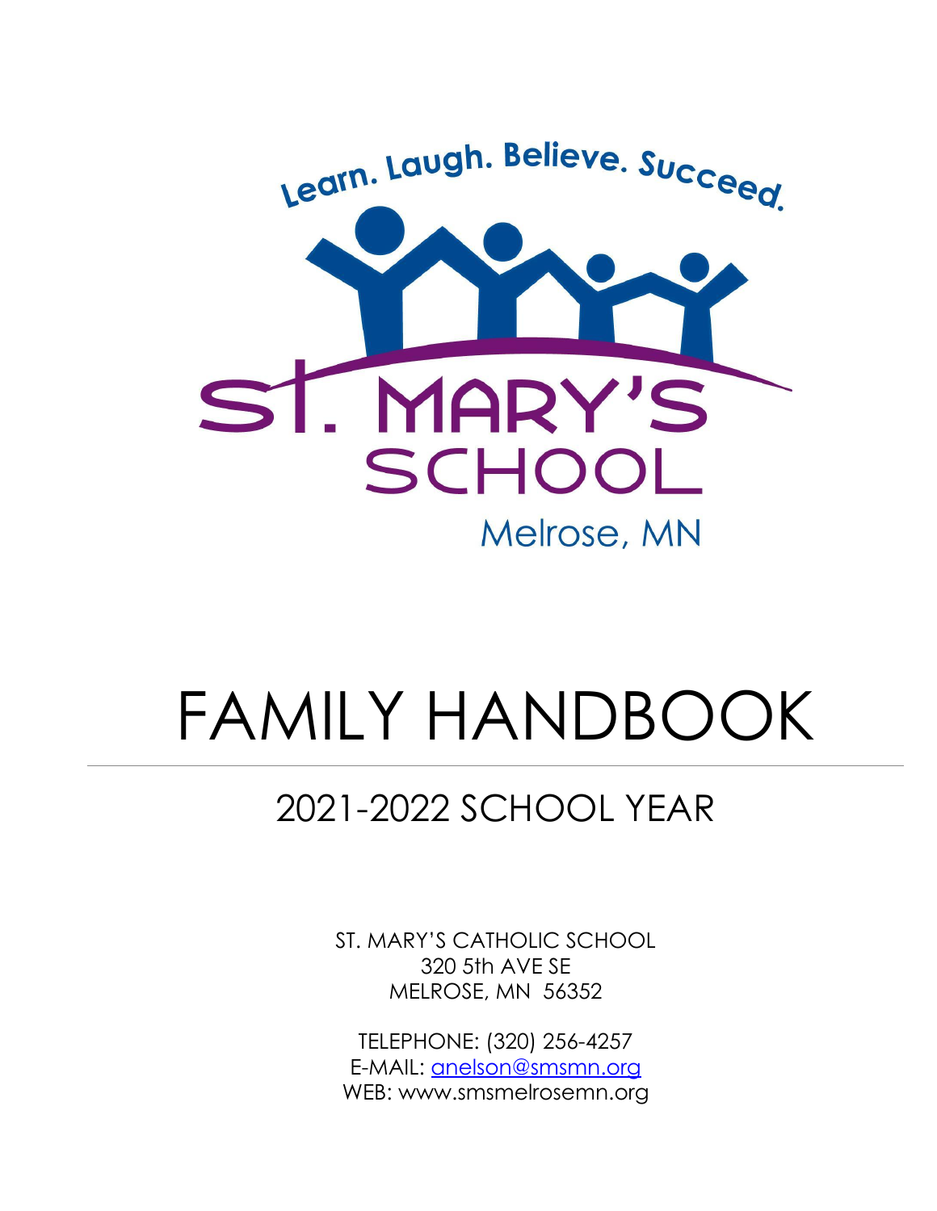Learn. Laugh. Believe. Succeed.

ST. MARY'S SCHOOL

Melrose, MN

# FAMILY HANDBOOK

## 2021-2022 SCHOOL YEAR

ST. MARY'S CATHOLIC SCHOOL
320 5th AVE SE
MELROSE, MN 56352

TELEPHONE: (320) 256-4257
E-MAIL: anelson@smsmn.org
WEB: www.smsmelrosemn.org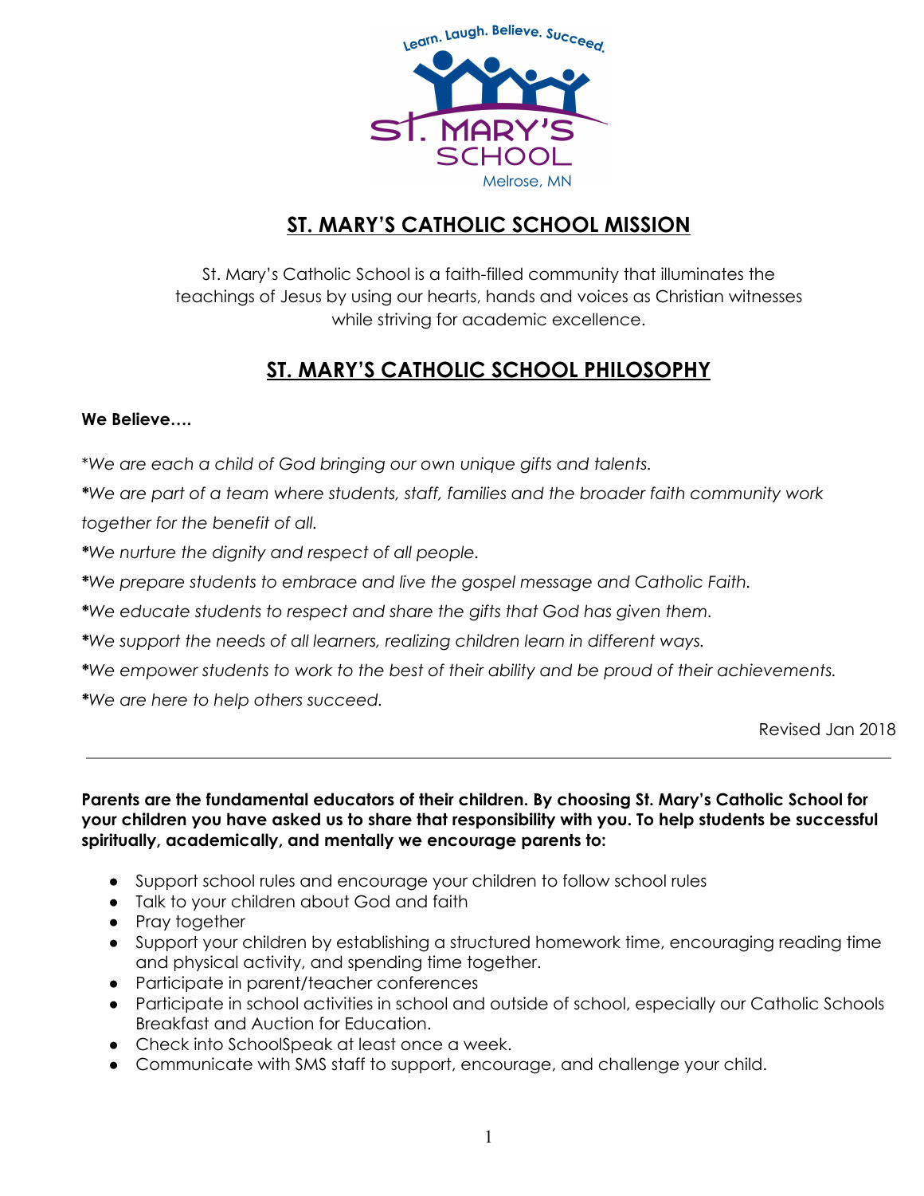## ST. MARY'S CATHOLIC SCHOOL MISSION

St. Mary's Catholic School is a faith-filled community that illuminates the teachings of Jesus by using our hearts, hands and voices as Christian witnesses while striving for academic excellence.

## ST. MARY'S CATHOLIC SCHOOL PHILOSOPHY

**We Believe….**

*\*We are each a child of God bringing our own unique gifts and talents.*

*\*We are part of a team where students, staff, families and the broader faith community work together for the benefit of all.*

*\*We nurture the dignity and respect of all people.*

*\*We prepare students to embrace and live the gospel message and Catholic Faith.*

*\*We educate students to respect and share the gifts that God has given them.*

*\*We support the needs of all learners, realizing children learn in different ways.*

*\*We empower students to work to the best of their ability and be proud of their achievements.*

*\*We are here to help others succeed.*

Revised Jan 2018

---

**Parents are the fundamental educators of their children. By choosing St. Mary's Catholic School for your children you have asked us to share that responsibility with you. To help students be successful spiritually, academically, and mentally we encourage parents to:**

- Support school rules and encourage your children to follow school rules
- Talk to your children about God and faith
- Pray together
- Support your children by establishing a structured homework time, encouraging reading time and physical activity, and spending time together.
- Participate in parent/teacher conferences
- Participate in school activities in school and outside of school, especially our Catholic Schools Breakfast and Auction for Education.
- Check into SchoolSpeak at least once a week.
- Communicate with SMS staff to support, encourage, and challenge your child.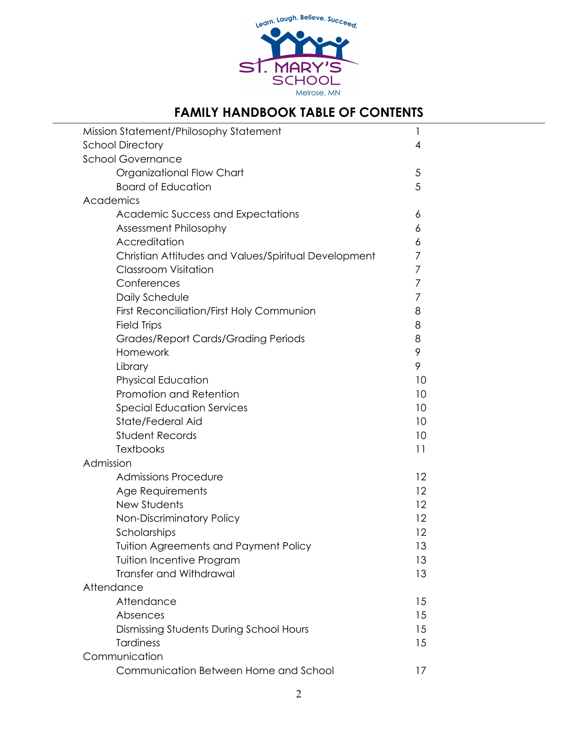# FAMILY HANDBOOK TABLE OF CONTENTS

| | |
|---|---|
| Mission Statement/Philosophy Statement | 1 |
| School Directory | 4 |
| School Governance | |
| Organizational Flow Chart | 5 |
| Board of Education | 5 |
| Academics | |
| Academic Success and Expectations | 6 |
| Assessment Philosophy | 6 |
| Accreditation | 6 |
| Christian Attitudes and Values/Spiritual Development | 7 |
| Classroom Visitation | 7 |
| Conferences | 7 |
| Daily Schedule | 7 |
| First Reconciliation/First Holy Communion | 8 |
| Field Trips | 8 |
| Grades/Report Cards/Grading Periods | 8 |
| Homework | 9 |
| Library | 9 |
| Physical Education | 10 |
| Promotion and Retention | 10 |
| Special Education Services | 10 |
| State/Federal Aid | 10 |
| Student Records | 10 |
| Textbooks | 11 |
| Admission | |
| Admissions Procedure | 12 |
| Age Requirements | 12 |
| New Students | 12 |
| Non-Discriminatory Policy | 12 |
| Scholarships | 12 |
| Tuition Agreements and Payment Policy | 13 |
| Tuition Incentive Program | 13 |
| Transfer and Withdrawal | 13 |
| Attendance | |
| Attendance | 15 |
| Absences | 15 |
| Dismissing Students During School Hours | 15 |
| Tardiness | 15 |
| Communication | |
| Communication Between Home and School | 17 |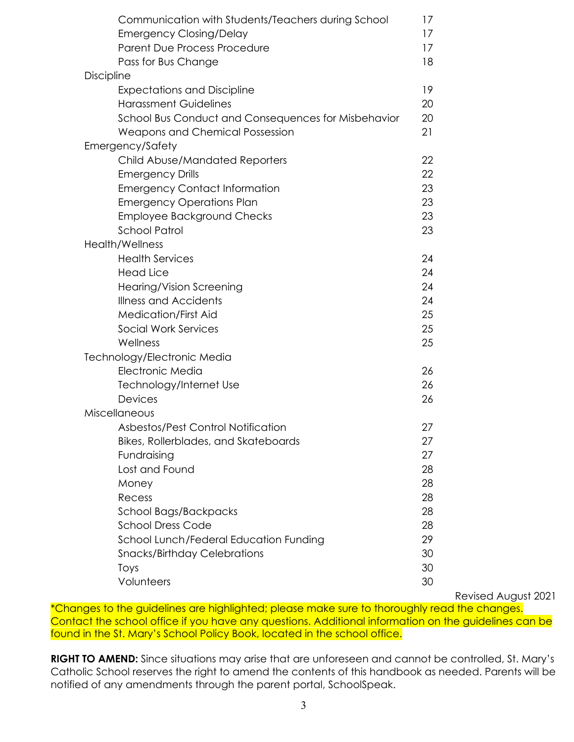| | |
|---|---|
| Communication with Students/Teachers during School | 17 |
| Emergency Closing/Delay | 17 |
| Parent Due Process Procedure | 17 |
| Pass for Bus Change | 18 |
| **Discipline** | |
| Expectations and Discipline | 19 |
| Harassment Guidelines | 20 |
| School Bus Conduct and Consequences for Misbehavior | 20 |
| Weapons and Chemical Possession | 21 |
| **Emergency/Safety** | |
| Child Abuse/Mandated Reporters | 22 |
| Emergency Drills | 22 |
| Emergency Contact Information | 23 |
| Emergency Operations Plan | 23 |
| Employee Background Checks | 23 |
| School Patrol | 23 |
| **Health/Wellness** | |
| Health Services | 24 |
| Head Lice | 24 |
| Hearing/Vision Screening | 24 |
| Illness and Accidents | 24 |
| Medication/First Aid | 25 |
| Social Work Services | 25 |
| Wellness | 25 |
| **Technology/Electronic Media** | |
| Electronic Media | 26 |
| Technology/Internet Use | 26 |
| Devices | 26 |
| **Miscellaneous** | |
| Asbestos/Pest Control Notification | 27 |
| Bikes, Rollerblades, and Skateboards | 27 |
| Fundraising | 27 |
| Lost and Found | 28 |
| Money | 28 |
| Recess | 28 |
| School Bags/Backpacks | 28 |
| School Dress Code | 28 |
| School Lunch/Federal Education Funding | 29 |
| Snacks/Birthday Celebrations | 30 |
| Toys | 30 |
| Volunteers | 30 |

Revised August 2021

*Changes to the guidelines are highlighted; please make sure to thoroughly read the changes. Contact the school office if you have any questions. Additional information on the guidelines can be found in the St. Mary's School Policy Book, located in the school office.

**RIGHT TO AMEND:** Since situations may arise that are unforeseen and cannot be controlled, St. Mary's Catholic School reserves the right to amend the contents of this handbook as needed. Parents will be notified of any amendments through the parent portal, SchoolSpeak.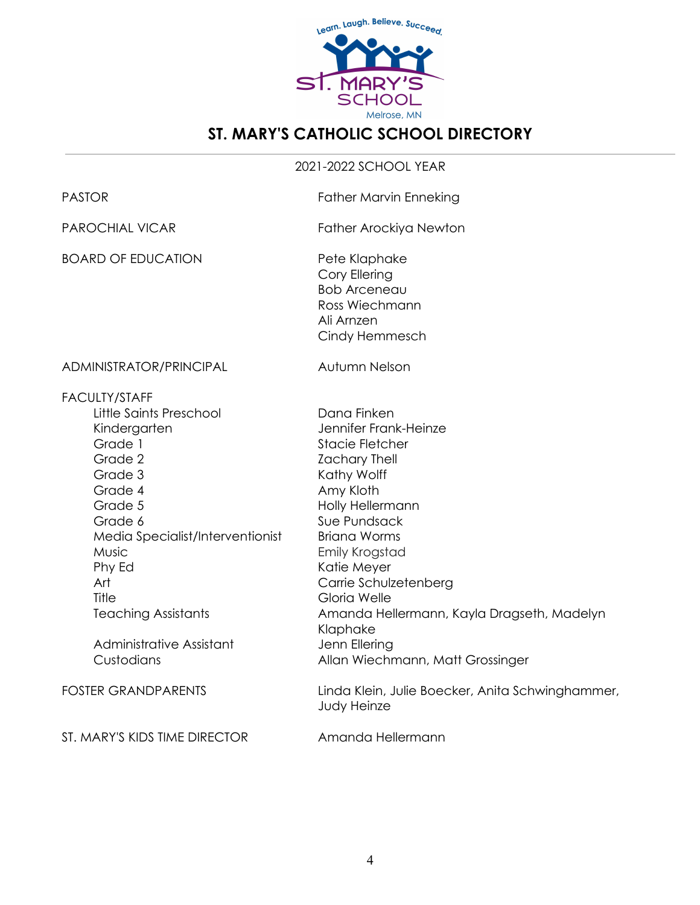# ST. MARY'S CATHOLIC SCHOOL DIRECTORY

2021-2022 SCHOOL YEAR

| | |
|---|---|
| PASTOR | Father Marvin Enneking |
| PAROCHIAL VICAR | Father Arockiya Newton |
| BOARD OF EDUCATION | Pete Klaphake<br>Cory Ellering<br>Bob Arceneau<br>Ross Wiechmann<br>Ali Arnzen<br>Cindy Hemmesch |
| ADMINISTRATOR/PRINCIPAL | Autumn Nelson |
| FACULTY/STAFF | |
| Little Saints Preschool | Dana Finken |
| Kindergarten | Jennifer Frank-Heinze |
| Grade 1 | Stacie Fletcher |
| Grade 2 | Zachary Thell |
| Grade 3 | Kathy Wolff |
| Grade 4 | Amy Kloth |
| Grade 5 | Holly Hellermann |
| Grade 6 | Sue Pundsack |
| Media Specialist/Interventionist | Briana Worms |
| Music | Emily Krogstad |
| Phy Ed | Katie Meyer |
| Art | Carrie Schulzetenberg |
| Title | Gloria Welle |
| Teaching Assistants | Amanda Hellermann, Kayla Dragseth, Madelyn Klaphake |
| Administrative Assistant | Jenn Ellering |
| Custodians | Allan Wiechmann, Matt Grossinger |
| FOSTER GRANDPARENTS | Linda Klein, Julie Boecker, Anita Schwinghammer, Judy Heinze |
| ST. MARY'S KIDS TIME DIRECTOR | Amanda Hellermann |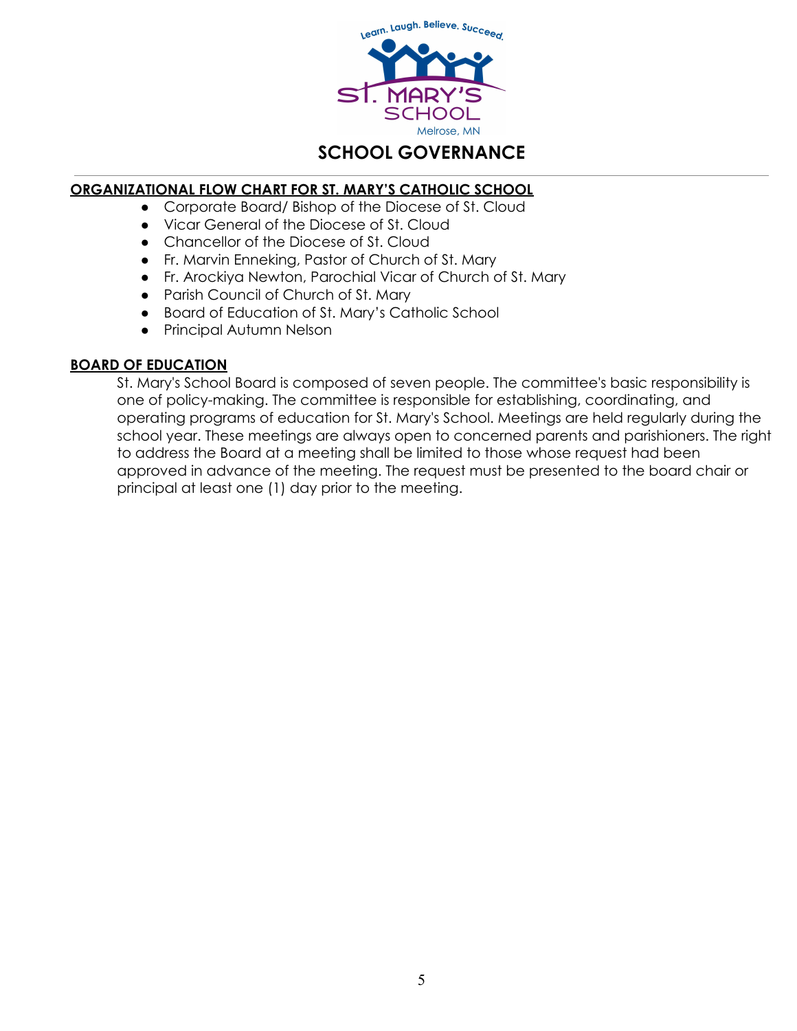# SCHOOL GOVERNANCE

## ORGANIZATIONAL FLOW CHART FOR ST. MARY'S CATHOLIC SCHOOL

- Corporate Board/ Bishop of the Diocese of St. Cloud
- Vicar General of the Diocese of St. Cloud
- Chancellor of the Diocese of St. Cloud
- Fr. Marvin Enneking, Pastor of Church of St. Mary
- Fr. Arockiya Newton, Parochial Vicar of Church of St. Mary
- Parish Council of Church of St. Mary
- Board of Education of St. Mary's Catholic School
- Principal Autumn Nelson

## BOARD OF EDUCATION

St. Mary's School Board is composed of seven people. The committee's basic responsibility is one of policy-making. The committee is responsible for establishing, coordinating, and operating programs of education for St. Mary's School. Meetings are held regularly during the school year. These meetings are always open to concerned parents and parishioners. The right to address the Board at a meeting shall be limited to those whose request had been approved in advance of the meeting. The request must be presented to the board chair or principal at least one (1) day prior to the meeting.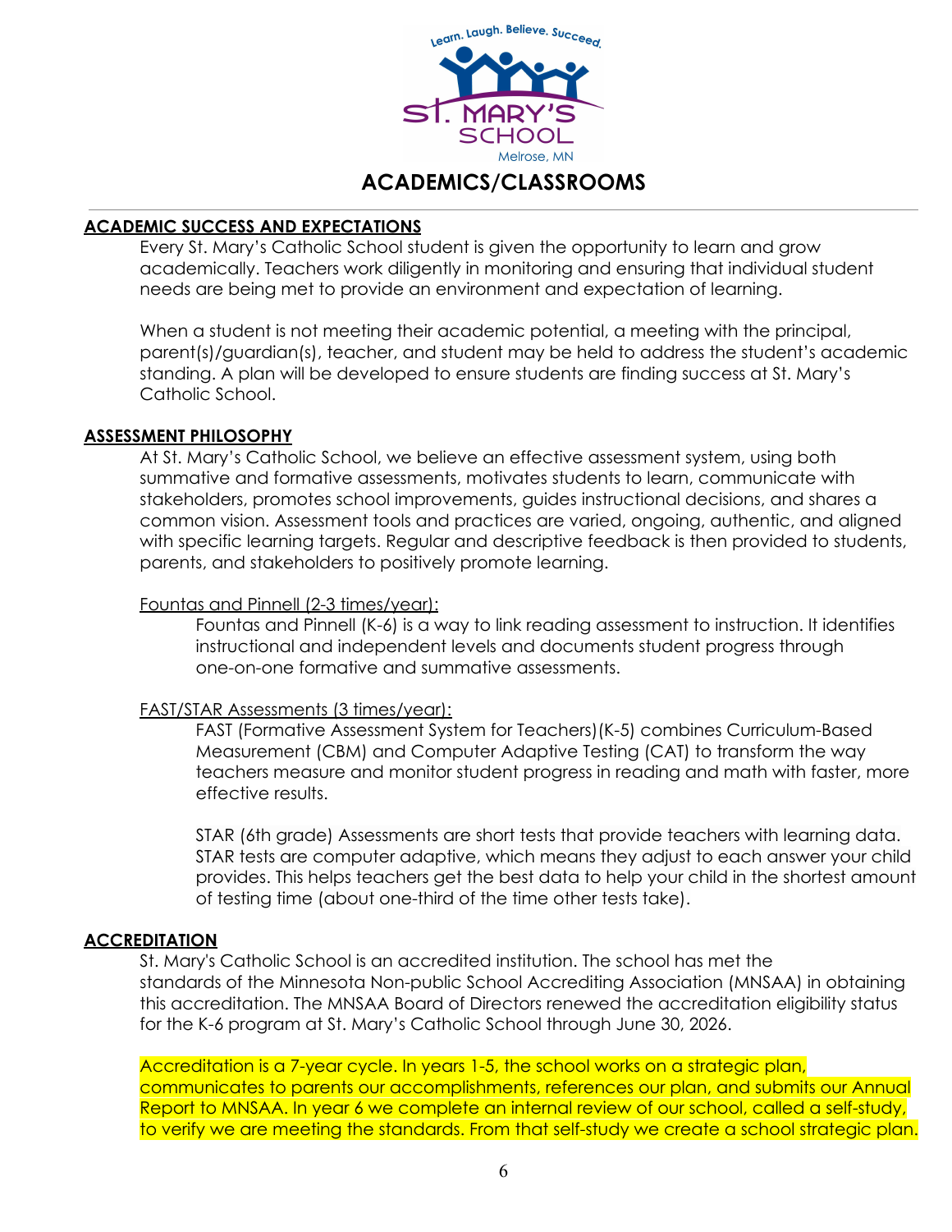# ACADEMICS/CLASSROOMS

## ACADEMIC SUCCESS AND EXPECTATIONS

Every St. Mary's Catholic School student is given the opportunity to learn and grow academically. Teachers work diligently in monitoring and ensuring that individual student needs are being met to provide an environment and expectation of learning.

When a student is not meeting their academic potential, a meeting with the principal, parent(s)/guardian(s), teacher, and student may be held to address the student's academic standing. A plan will be developed to ensure students are finding success at St. Mary's Catholic School.

## ASSESSMENT PHILOSOPHY

At St. Mary's Catholic School, we believe an effective assessment system, using both summative and formative assessments, motivates students to learn, communicate with stakeholders, promotes school improvements, guides instructional decisions, and shares a common vision. Assessment tools and practices are varied, ongoing, authentic, and aligned with specific learning targets. Regular and descriptive feedback is then provided to students, parents, and stakeholders to positively promote learning.

### Fountas and Pinnell (2-3 times/year):

Fountas and Pinnell (K-6) is a way to link reading assessment to instruction. It identifies instructional and independent levels and documents student progress through one-on-one formative and summative assessments.

### FAST/STAR Assessments (3 times/year):

FAST (Formative Assessment System for Teachers)(K-5) combines Curriculum-Based Measurement (CBM) and Computer Adaptive Testing (CAT) to transform the way teachers measure and monitor student progress in reading and math with faster, more effective results.

STAR (6th grade) Assessments are short tests that provide teachers with learning data. STAR tests are computer adaptive, which means they adjust to each answer your child provides. This helps teachers get the best data to help your child in the shortest amount of testing time (about one-third of the time other tests take).

## ACCREDITATION

St. Mary's Catholic School is an accredited institution. The school has met the standards of the Minnesota Non-public School Accrediting Association (MNSAA) in obtaining this accreditation. The MNSAA Board of Directors renewed the accreditation eligibility status for the K-6 program at St. Mary's Catholic School through June 30, 2026.

Accreditation is a 7-year cycle. In years 1-5, the school works on a strategic plan, communicates to parents our accomplishments, references our plan, and submits our Annual Report to MNSAA. In year 6 we complete an internal review of our school, called a self-study, to verify we are meeting the standards. From that self-study we create a school strategic plan.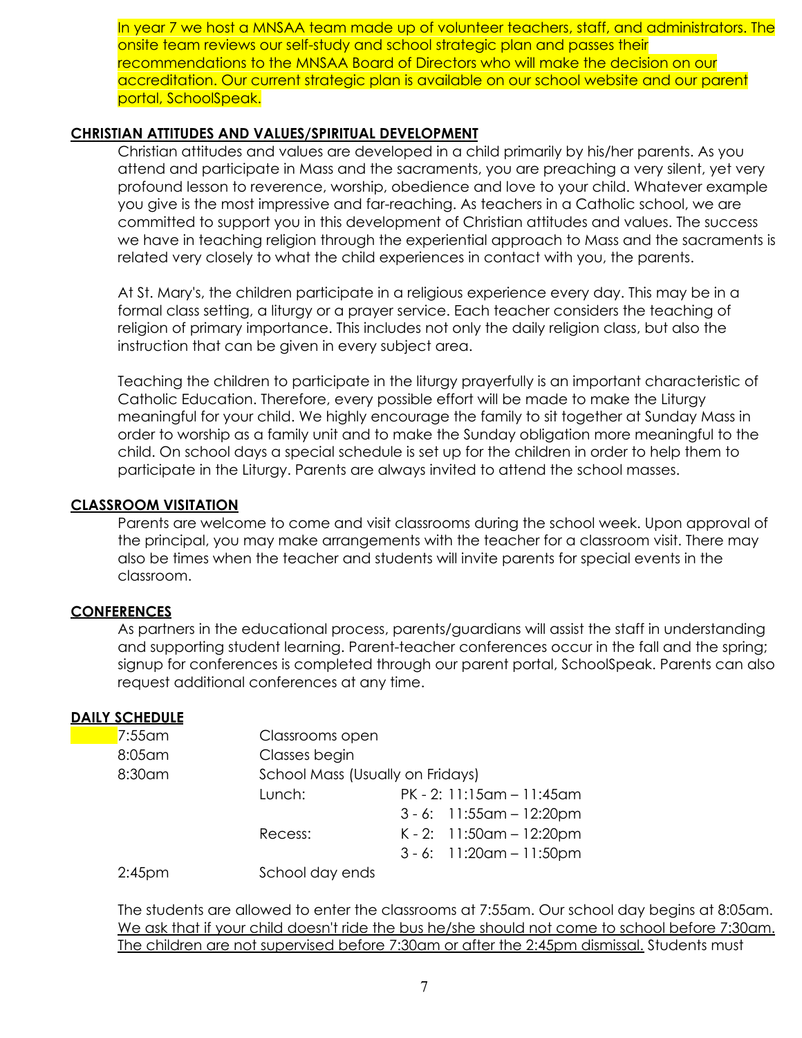In year 7 we host a MNSAA team made up of volunteer teachers, staff, and administrators. The onsite team reviews our self-study and school strategic plan and passes their recommendations to the MNSAA Board of Directors who will make the decision on our accreditation. Our current strategic plan is available on our school website and our parent portal, SchoolSpeak.

## CHRISTIAN ATTITUDES AND VALUES/SPIRITUAL DEVELOPMENT

Christian attitudes and values are developed in a child primarily by his/her parents. As you attend and participate in Mass and the sacraments, you are preaching a very silent, yet very profound lesson to reverence, worship, obedience and love to your child. Whatever example you give is the most impressive and far-reaching. As teachers in a Catholic school, we are committed to support you in this development of Christian attitudes and values. The success we have in teaching religion through the experiential approach to Mass and the sacraments is related very closely to what the child experiences in contact with you, the parents.

At St. Mary's, the children participate in a religious experience every day. This may be in a formal class setting, a liturgy or a prayer service. Each teacher considers the teaching of religion of primary importance. This includes not only the daily religion class, but also the instruction that can be given in every subject area.

Teaching the children to participate in the liturgy prayerfully is an important characteristic of Catholic Education. Therefore, every possible effort will be made to make the Liturgy meaningful for your child. We highly encourage the family to sit together at Sunday Mass in order to worship as a family unit and to make the Sunday obligation more meaningful to the child. On school days a special schedule is set up for the children in order to help them to participate in the Liturgy. Parents are always invited to attend the school masses.

## CLASSROOM VISITATION

Parents are welcome to come and visit classrooms during the school week. Upon approval of the principal, you may make arrangements with the teacher for a classroom visit. There may also be times when the teacher and students will invite parents for special events in the classroom.

## CONFERENCES

As partners in the educational process, parents/guardians will assist the staff in understanding and supporting student learning. Parent-teacher conferences occur in the fall and the spring; signup for conferences is completed through our parent portal, SchoolSpeak. Parents can also request additional conferences at any time.

## DAILY SCHEDULE

| | | |
|---|---|---|
| 7:55am | Classrooms open | |
| 8:05am | Classes begin | |
| 8:30am | School Mass (Usually on Fridays) | |
| | Lunch: | PK - 2: 11:15am – 11:45am |
| | | 3 - 6: 11:55am – 12:20pm |
| | Recess: | K - 2: 11:50am – 12:20pm |
| | | 3 - 6: 11:20am – 11:50pm |
| 2:45pm | School day ends | |

The students are allowed to enter the classrooms at 7:55am. Our school day begins at 8:05am. We ask that if your child doesn't ride the bus he/she should not come to school before 7:30am. The children are not supervised before 7:30am or after the 2:45pm dismissal. Students must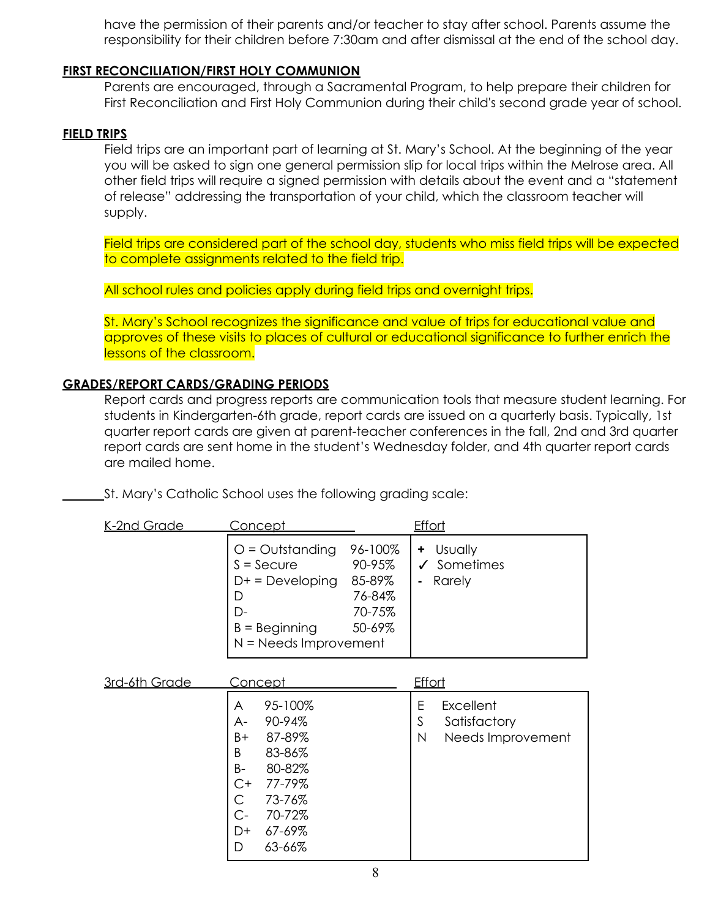have the permission of their parents and/or teacher to stay after school. Parents assume the responsibility for their children before 7:30am and after dismissal at the end of the school day.

**FIRST RECONCILIATION/FIRST HOLY COMMUNION**

Parents are encouraged, through a Sacramental Program, to help prepare their children for First Reconciliation and First Holy Communion during their child's second grade year of school.

**FIELD TRIPS**

Field trips are an important part of learning at St. Mary's School. At the beginning of the year you will be asked to sign one general permission slip for local trips within the Melrose area. All other field trips will require a signed permission with details about the event and a "statement of release" addressing the transportation of your child, which the classroom teacher will supply.

Field trips are considered part of the school day, students who miss field trips will be expected to complete assignments related to the field trip.

All school rules and policies apply during field trips and overnight trips.

St. Mary's School recognizes the significance and value of trips for educational value and approves of these visits to places of cultural or educational significance to further enrich the lessons of the classroom.

**GRADES/REPORT CARDS/GRADING PERIODS**

Report cards and progress reports are communication tools that measure student learning. For students in Kindergarten-6th grade, report cards are issued on a quarterly basis. Typically, 1st quarter report cards are given at parent-teacher conferences in the fall, 2nd and 3rd quarter report cards are sent home in the student's Wednesday folder, and 4th quarter report cards are mailed home.

St. Mary's Catholic School uses the following grading scale:

**K-2nd Grade**

| Concept | | Effort |
|---|---|---|
| O = Outstanding | 96-100% | + Usually |
| S = Secure | 90-95% | ✓ Sometimes |
| D+ = Developing | 85-89% | - Rarely |
| D | 76-84% | |
| D- | 70-75% | |
| B = Beginning | 50-69% | |
| N = Needs Improvement | | |

**3rd-6th Grade**

| Concept | | Effort | |
|---|---|---|---|
| A | 95-100% | E | Excellent |
| A- | 90-94% | S | Satisfactory |
| B+ | 87-89% | N | Needs Improvement |
| B | 83-86% | | |
| B- | 80-82% | | |
| C+ | 77-79% | | |
| C | 73-76% | | |
| C- | 70-72% | | |
| D+ | 67-69% | | |
| D | 63-66% | | |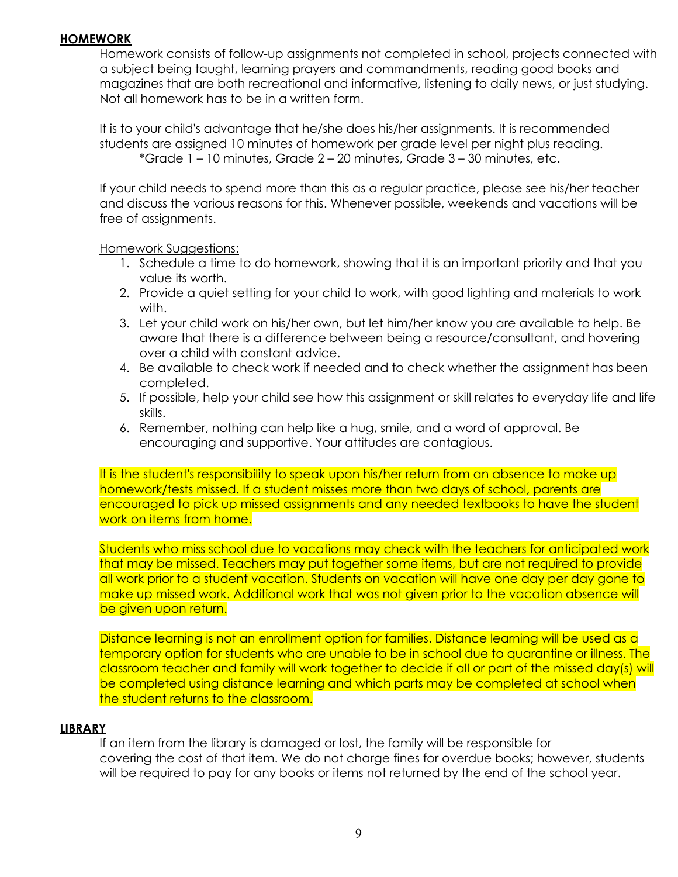## HOMEWORK

Homework consists of follow-up assignments not completed in school, projects connected with a subject being taught, learning prayers and commandments, reading good books and magazines that are both recreational and informative, listening to daily news, or just studying. Not all homework has to be in a written form.

It is to your child's advantage that he/she does his/her assignments. It is recommended students are assigned 10 minutes of homework per grade level per night plus reading.

*Grade 1 – 10 minutes, Grade 2 – 20 minutes, Grade 3 – 30 minutes, etc.

If your child needs to spend more than this as a regular practice, please see his/her teacher and discuss the various reasons for this. Whenever possible, weekends and vacations will be free of assignments.

Homework Suggestions:

1. Schedule a time to do homework, showing that it is an important priority and that you value its worth.
2. Provide a quiet setting for your child to work, with good lighting and materials to work with.
3. Let your child work on his/her own, but let him/her know you are available to help. Be aware that there is a difference between being a resource/consultant, and hovering over a child with constant advice.
4. Be available to check work if needed and to check whether the assignment has been completed.
5. If possible, help your child see how this assignment or skill relates to everyday life and life skills.
6. Remember, nothing can help like a hug, smile, and a word of approval. Be encouraging and supportive. Your attitudes are contagious.

It is the student's responsibility to speak upon his/her return from an absence to make up homework/tests missed. If a student misses more than two days of school, parents are encouraged to pick up missed assignments and any needed textbooks to have the student work on items from home.

Students who miss school due to vacations may check with the teachers for anticipated work that may be missed. Teachers may put together some items, but are not required to provide all work prior to a student vacation. Students on vacation will have one day per day gone to make up missed work. Additional work that was not given prior to the vacation absence will be given upon return.

Distance learning is not an enrollment option for families. Distance learning will be used as a temporary option for students who are unable to be in school due to quarantine or illness. The classroom teacher and family will work together to decide if all or part of the missed day(s) will be completed using distance learning and which parts may be completed at school when the student returns to the classroom.

## LIBRARY

If an item from the library is damaged or lost, the family will be responsible for covering the cost of that item. We do not charge fines for overdue books; however, students will be required to pay for any books or items not returned by the end of the school year.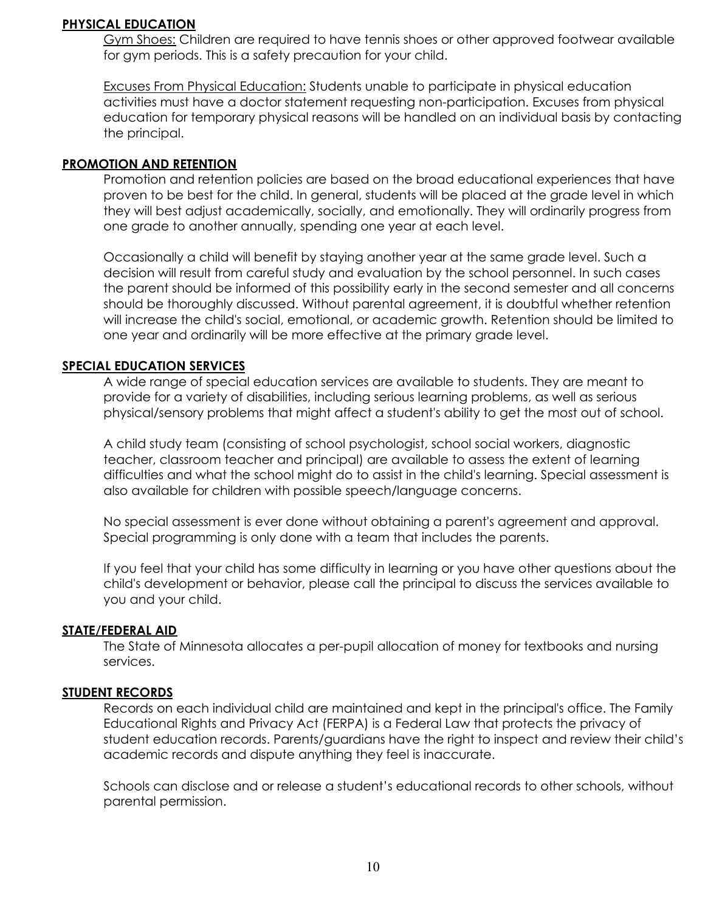## PHYSICAL EDUCATION

Gym Shoes: Children are required to have tennis shoes or other approved footwear available for gym periods. This is a safety precaution for your child.

Excuses From Physical Education: Students unable to participate in physical education activities must have a doctor statement requesting non-participation. Excuses from physical education for temporary physical reasons will be handled on an individual basis by contacting the principal.

## PROMOTION AND RETENTION

Promotion and retention policies are based on the broad educational experiences that have proven to be best for the child. In general, students will be placed at the grade level in which they will best adjust academically, socially, and emotionally. They will ordinarily progress from one grade to another annually, spending one year at each level.

Occasionally a child will benefit by staying another year at the same grade level. Such a decision will result from careful study and evaluation by the school personnel. In such cases the parent should be informed of this possibility early in the second semester and all concerns should be thoroughly discussed. Without parental agreement, it is doubtful whether retention will increase the child's social, emotional, or academic growth. Retention should be limited to one year and ordinarily will be more effective at the primary grade level.

## SPECIAL EDUCATION SERVICES

A wide range of special education services are available to students. They are meant to provide for a variety of disabilities, including serious learning problems, as well as serious physical/sensory problems that might affect a student's ability to get the most out of school.

A child study team (consisting of school psychologist, school social workers, diagnostic teacher, classroom teacher and principal) are available to assess the extent of learning difficulties and what the school might do to assist in the child's learning. Special assessment is also available for children with possible speech/language concerns.

No special assessment is ever done without obtaining a parent's agreement and approval. Special programming is only done with a team that includes the parents.

If you feel that your child has some difficulty in learning or you have other questions about the child's development or behavior, please call the principal to discuss the services available to you and your child.

## STATE/FEDERAL AID

The State of Minnesota allocates a per-pupil allocation of money for textbooks and nursing services.

## STUDENT RECORDS

Records on each individual child are maintained and kept in the principal's office. The Family Educational Rights and Privacy Act (FERPA) is a Federal Law that protects the privacy of student education records. Parents/guardians have the right to inspect and review their child's academic records and dispute anything they feel is inaccurate.

Schools can disclose and or release a student's educational records to other schools, without parental permission.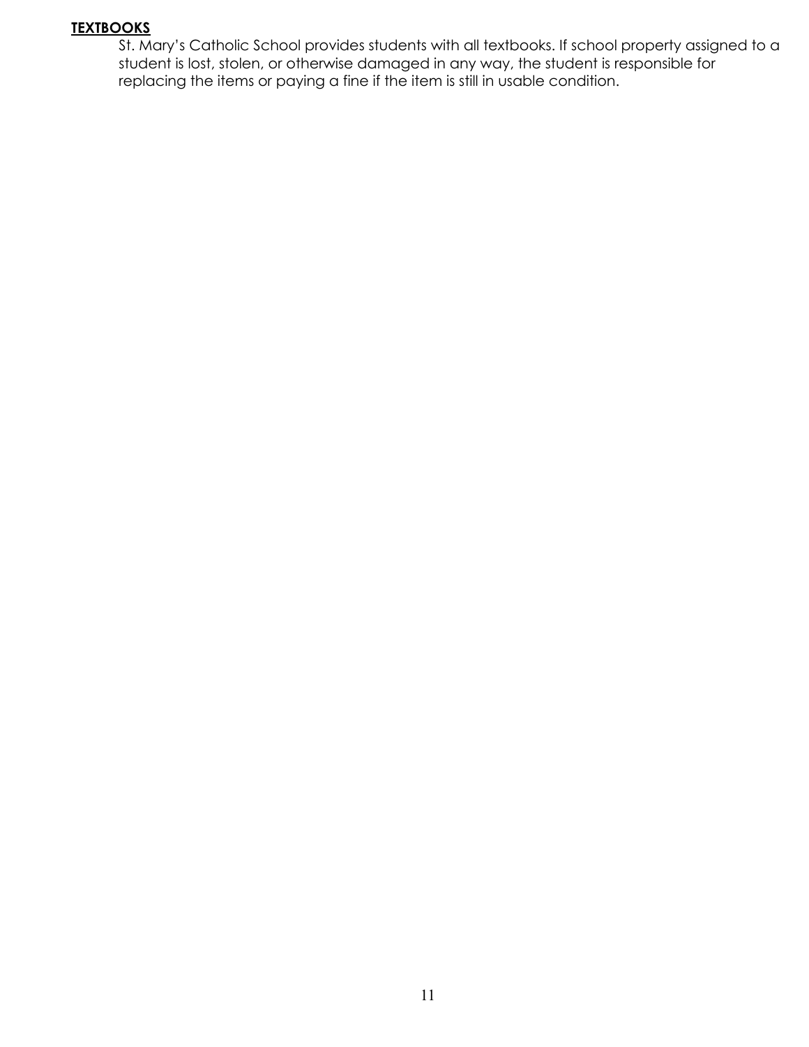## TEXTBOOKS

St. Mary's Catholic School provides students with all textbooks. If school property assigned to a student is lost, stolen, or otherwise damaged in any way, the student is responsible for replacing the items or paying a fine if the item is still in usable condition.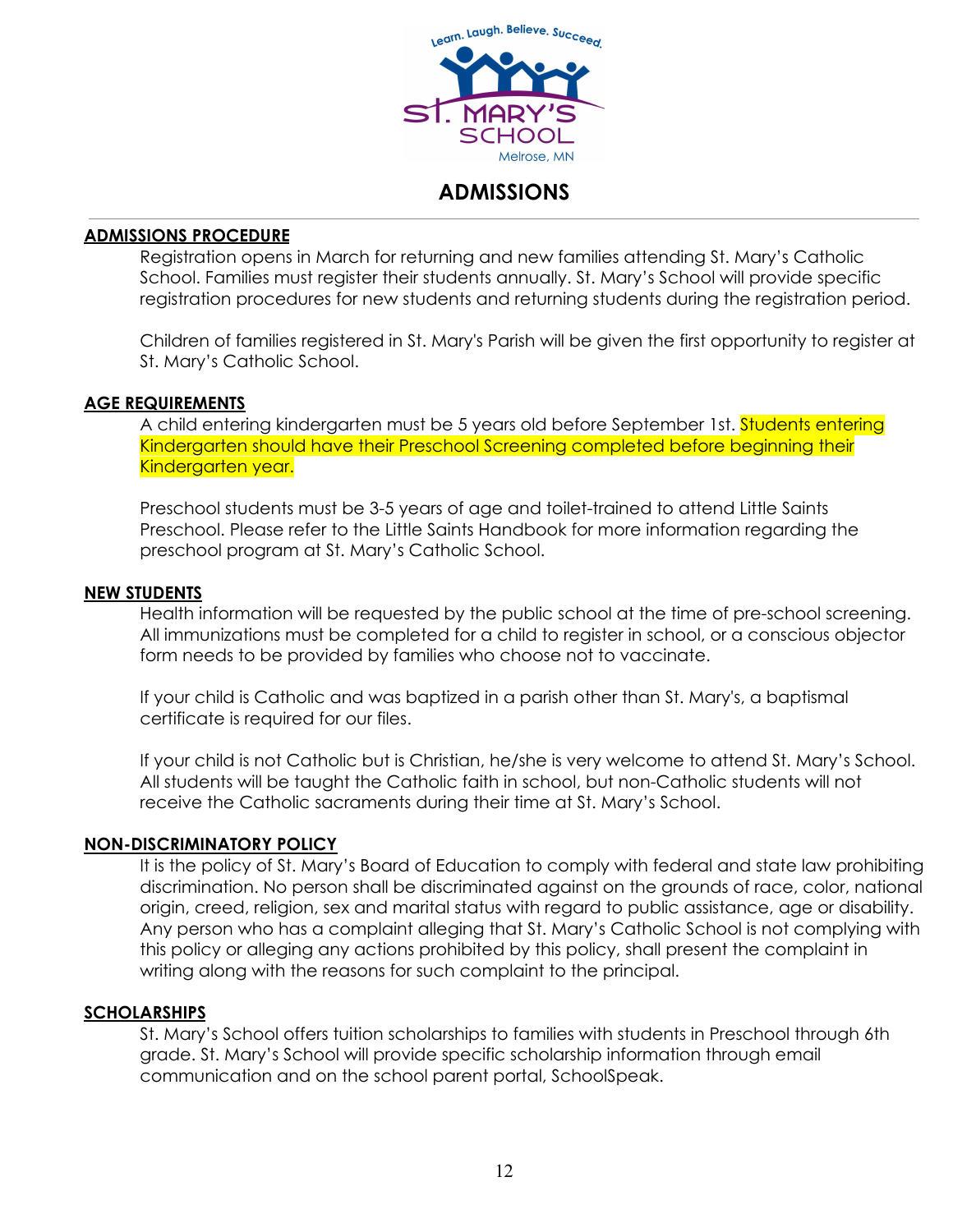# ADMISSIONS

## ADMISSIONS PROCEDURE

Registration opens in March for returning and new families attending St. Mary's Catholic School. Families must register their students annually. St. Mary's School will provide specific registration procedures for new students and returning students during the registration period.

Children of families registered in St. Mary's Parish will be given the first opportunity to register at St. Mary's Catholic School.

## AGE REQUIREMENTS

A child entering kindergarten must be 5 years old before September 1st. Students entering Kindergarten should have their Preschool Screening completed before beginning their Kindergarten year.

Preschool students must be 3-5 years of age and toilet-trained to attend Little Saints Preschool. Please refer to the Little Saints Handbook for more information regarding the preschool program at St. Mary's Catholic School.

## NEW STUDENTS

Health information will be requested by the public school at the time of pre-school screening. All immunizations must be completed for a child to register in school, or a conscious objector form needs to be provided by families who choose not to vaccinate.

If your child is Catholic and was baptized in a parish other than St. Mary's, a baptismal certificate is required for our files.

If your child is not Catholic but is Christian, he/she is very welcome to attend St. Mary's School. All students will be taught the Catholic faith in school, but non-Catholic students will not receive the Catholic sacraments during their time at St. Mary's School.

## NON-DISCRIMINATORY POLICY

It is the policy of St. Mary's Board of Education to comply with federal and state law prohibiting discrimination. No person shall be discriminated against on the grounds of race, color, national origin, creed, religion, sex and marital status with regard to public assistance, age or disability. Any person who has a complaint alleging that St. Mary's Catholic School is not complying with this policy or alleging any actions prohibited by this policy, shall present the complaint in writing along with the reasons for such complaint to the principal.

## SCHOLARSHIPS

St. Mary's School offers tuition scholarships to families with students in Preschool through 6th grade. St. Mary's School will provide specific scholarship information through email communication and on the school parent portal, SchoolSpeak.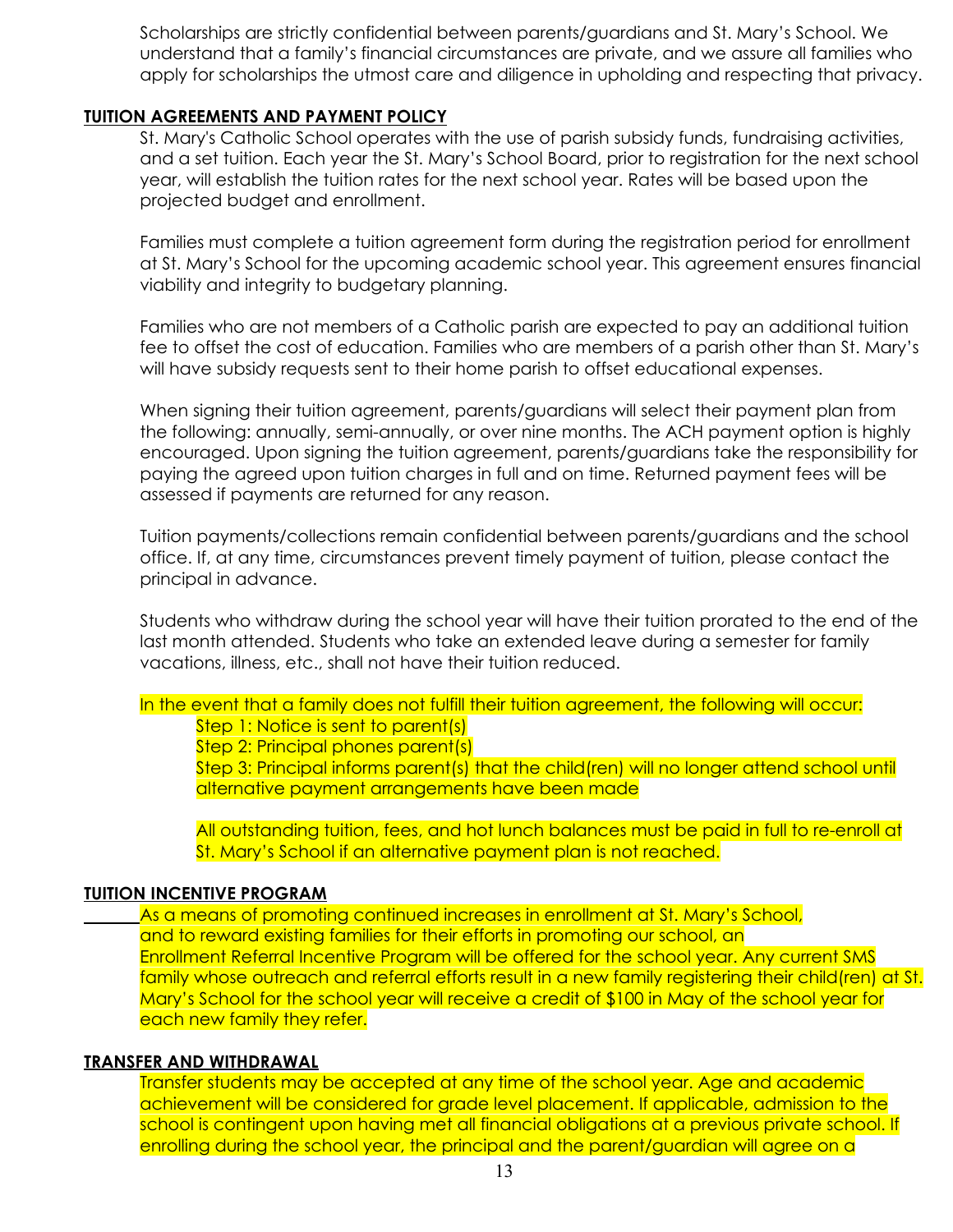Scholarships are strictly confidential between parents/guardians and St. Mary's School. We understand that a family's financial circumstances are private, and we assure all families who apply for scholarships the utmost care and diligence in upholding and respecting that privacy.

## TUITION AGREEMENTS AND PAYMENT POLICY

St. Mary's Catholic School operates with the use of parish subsidy funds, fundraising activities, and a set tuition. Each year the St. Mary's School Board, prior to registration for the next school year, will establish the tuition rates for the next school year. Rates will be based upon the projected budget and enrollment.

Families must complete a tuition agreement form during the registration period for enrollment at St. Mary's School for the upcoming academic school year. This agreement ensures financial viability and integrity to budgetary planning.

Families who are not members of a Catholic parish are expected to pay an additional tuition fee to offset the cost of education. Families who are members of a parish other than St. Mary's will have subsidy requests sent to their home parish to offset educational expenses.

When signing their tuition agreement, parents/guardians will select their payment plan from the following: annually, semi-annually, or over nine months. The ACH payment option is highly encouraged. Upon signing the tuition agreement, parents/guardians take the responsibility for paying the agreed upon tuition charges in full and on time. Returned payment fees will be assessed if payments are returned for any reason.

Tuition payments/collections remain confidential between parents/guardians and the school office. If, at any time, circumstances prevent timely payment of tuition, please contact the principal in advance.

Students who withdraw during the school year will have their tuition prorated to the end of the last month attended. Students who take an extended leave during a semester for family vacations, illness, etc., shall not have their tuition reduced.

In the event that a family does not fulfill their tuition agreement, the following will occur:

Step 1: Notice is sent to parent(s)
Step 2: Principal phones parent(s)
Step 3: Principal informs parent(s) that the child(ren) will no longer attend school until alternative payment arrangements have been made

All outstanding tuition, fees, and hot lunch balances must be paid in full to re-enroll at St. Mary's School if an alternative payment plan is not reached.

## TUITION INCENTIVE PROGRAM

As a means of promoting continued increases in enrollment at St. Mary's School, and to reward existing families for their efforts in promoting our school, an Enrollment Referral Incentive Program will be offered for the school year. Any current SMS family whose outreach and referral efforts result in a new family registering their child(ren) at St. Mary's School for the school year will receive a credit of $100 in May of the school year for each new family they refer.

## TRANSFER AND WITHDRAWAL

Transfer students may be accepted at any time of the school year. Age and academic achievement will be considered for grade level placement. If applicable, admission to the school is contingent upon having met all financial obligations at a previous private school. If enrolling during the school year, the principal and the parent/guardian will agree on a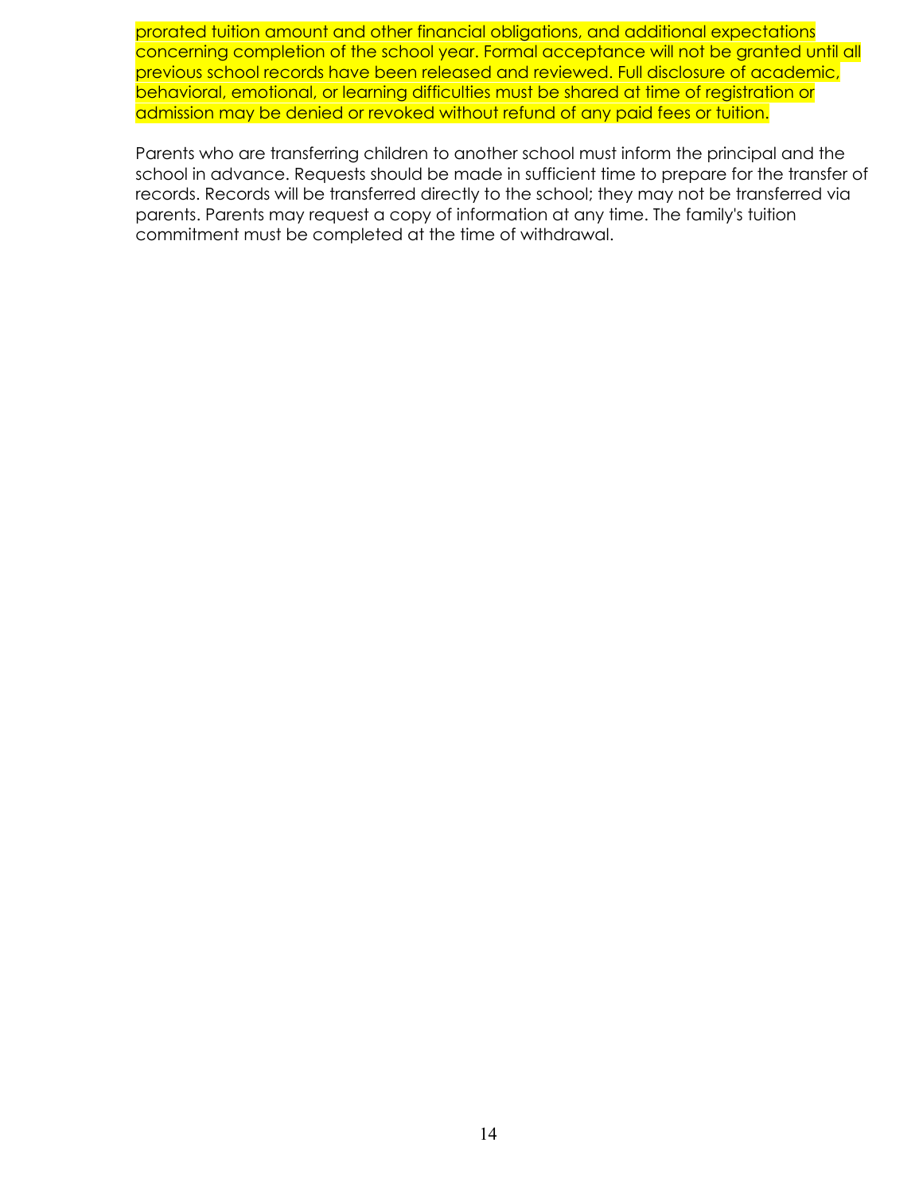prorated tuition amount and other financial obligations, and additional expectations concerning completion of the school year. Formal acceptance will not be granted until all previous school records have been released and reviewed. Full disclosure of academic, behavioral, emotional, or learning difficulties must be shared at time of registration or admission may be denied or revoked without refund of any paid fees or tuition.

Parents who are transferring children to another school must inform the principal and the school in advance. Requests should be made in sufficient time to prepare for the transfer of records. Records will be transferred directly to the school; they may not be transferred via parents. Parents may request a copy of information at any time. The family's tuition commitment must be completed at the time of withdrawal.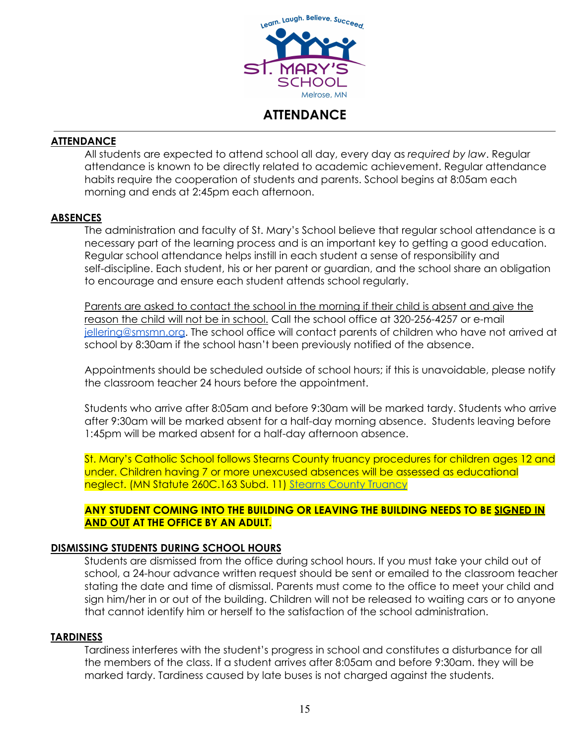# ATTENDANCE

## ATTENDANCE

All students are expected to attend school all day, every day as *required by law*. Regular attendance is known to be directly related to academic achievement. Regular attendance habits require the cooperation of students and parents. School begins at 8:05am each morning and ends at 2:45pm each afternoon.

## ABSENCES

The administration and faculty of St. Mary's School believe that regular school attendance is a necessary part of the learning process and is an important key to getting a good education. Regular school attendance helps instill in each student a sense of responsibility and self-discipline. Each student, his or her parent or guardian, and the school share an obligation to encourage and ensure each student attends school regularly.

Parents are asked to contact the school in the morning if their child is absent and give the reason the child will not be in school. Call the school office at 320-256-4257 or e-mail [jellering@smsmn.org](mailto:jellering@smsmn.org). The school office will contact parents of children who have not arrived at school by 8:30am if the school hasn't been previously notified of the absence.

Appointments should be scheduled outside of school hours; if this is unavoidable, please notify the classroom teacher 24 hours before the appointment.

Students who arrive after 8:05am and before 9:30am will be marked tardy. Students who arrive after 9:30am will be marked absent for a half-day morning absence. Students leaving before 1:45pm will be marked absent for a half-day afternoon absence.

St. Mary's Catholic School follows Stearns County truancy procedures for children ages 12 and under. Children having 7 or more unexcused absences will be assessed as educational neglect. (MN Statute 260C.163 Subd. 11) Stearns County Truancy

**ANY STUDENT COMING INTO THE BUILDING OR LEAVING THE BUILDING NEEDS TO BE SIGNED IN AND OUT AT THE OFFICE BY AN ADULT.**

## DISMISSING STUDENTS DURING SCHOOL HOURS

Students are dismissed from the office during school hours. If you must take your child out of school, a 24-hour advance written request should be sent or emailed to the classroom teacher stating the date and time of dismissal. Parents must come to the office to meet your child and sign him/her in or out of the building. Children will not be released to waiting cars or to anyone that cannot identify him or herself to the satisfaction of the school administration.

## TARDINESS

Tardiness interferes with the student's progress in school and constitutes a disturbance for all the members of the class. If a student arrives after 8:05am and before 9:30am. they will be marked tardy. Tardiness caused by late buses is not charged against the students.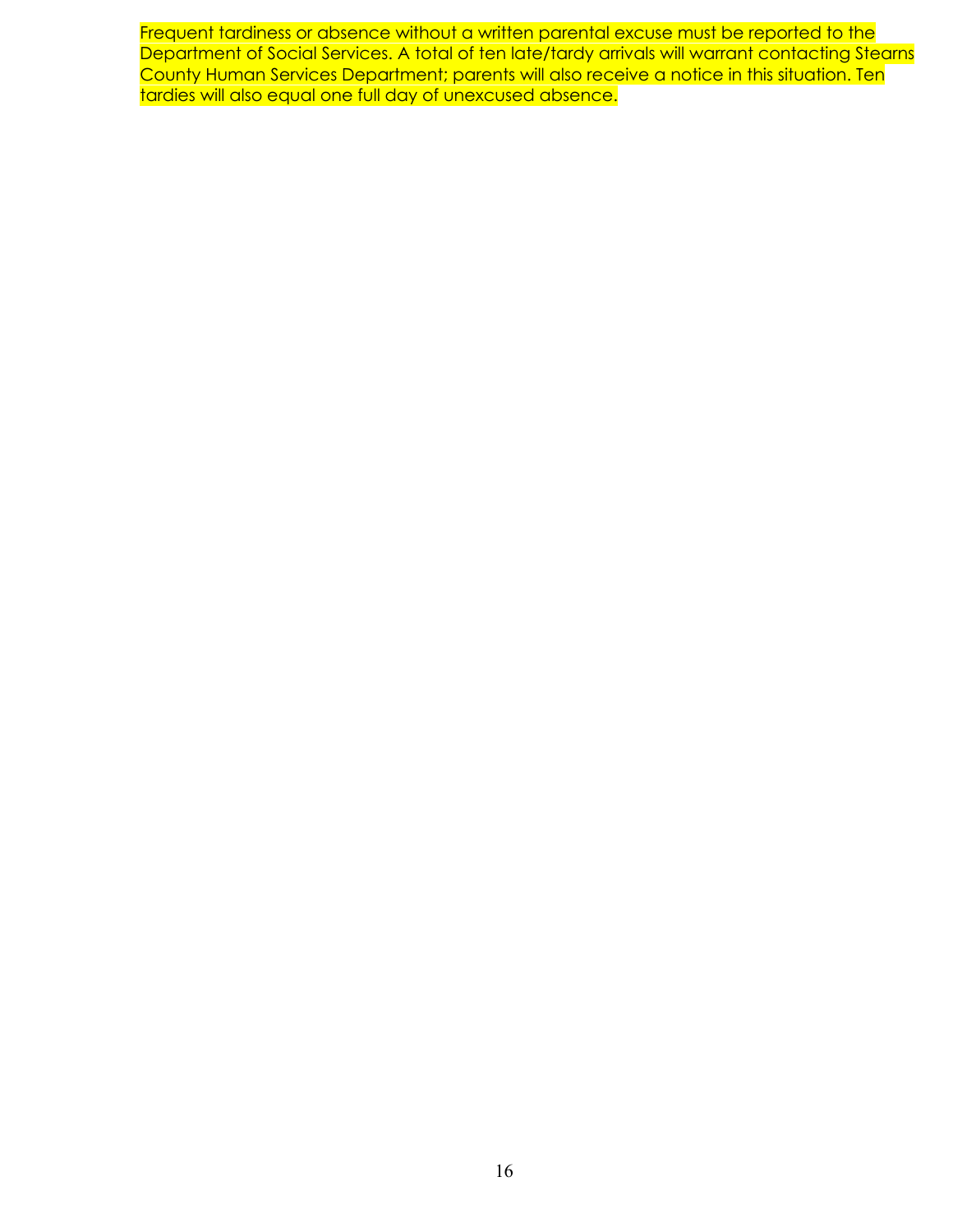Frequent tardiness or absence without a written parental excuse must be reported to the Department of Social Services. A total of ten late/tardy arrivals will warrant contacting Stearns County Human Services Department; parents will also receive a notice in this situation. Ten tardies will also equal one full day of unexcused absence.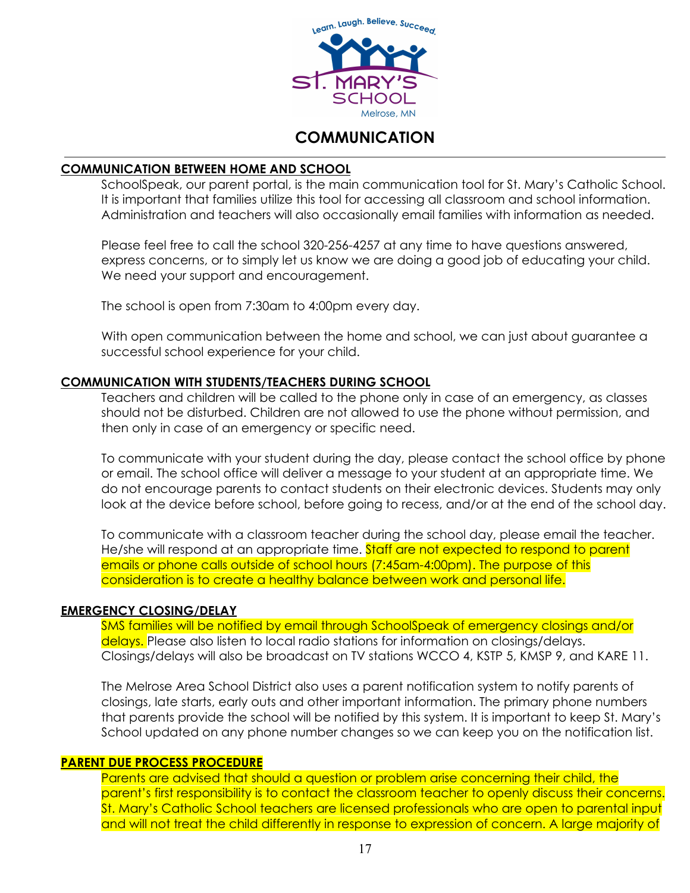# COMMUNICATION

## COMMUNICATION BETWEEN HOME AND SCHOOL

SchoolSpeak, our parent portal, is the main communication tool for St. Mary's Catholic School. It is important that families utilize this tool for accessing all classroom and school information. Administration and teachers will also occasionally email families with information as needed.

Please feel free to call the school 320-256-4257 at any time to have questions answered, express concerns, or to simply let us know we are doing a good job of educating your child. We need your support and encouragement.

The school is open from 7:30am to 4:00pm every day.

With open communication between the home and school, we can just about guarantee a successful school experience for your child.

## COMMUNICATION WITH STUDENTS/TEACHERS DURING SCHOOL

Teachers and children will be called to the phone only in case of an emergency, as classes should not be disturbed. Children are not allowed to use the phone without permission, and then only in case of an emergency or specific need.

To communicate with your student during the day, please contact the school office by phone or email. The school office will deliver a message to your student at an appropriate time. We do not encourage parents to contact students on their electronic devices. Students may only look at the device before school, before going to recess, and/or at the end of the school day.

To communicate with a classroom teacher during the school day, please email the teacher. He/she will respond at an appropriate time. Staff are not expected to respond to parent emails or phone calls outside of school hours (7:45am-4:00pm). The purpose of this consideration is to create a healthy balance between work and personal life.

## EMERGENCY CLOSING/DELAY

SMS families will be notified by email through SchoolSpeak of emergency closings and/or delays. Please also listen to local radio stations for information on closings/delays. Closings/delays will also be broadcast on TV stations WCCO 4, KSTP 5, KMSP 9, and KARE 11.

The Melrose Area School District also uses a parent notification system to notify parents of closings, late starts, early outs and other important information. The primary phone numbers that parents provide the school will be notified by this system. It is important to keep St. Mary's School updated on any phone number changes so we can keep you on the notification list.

## PARENT DUE PROCESS PROCEDURE

Parents are advised that should a question or problem arise concerning their child, the parent's first responsibility is to contact the classroom teacher to openly discuss their concerns. St. Mary's Catholic School teachers are licensed professionals who are open to parental input and will not treat the child differently in response to expression of concern. A large majority of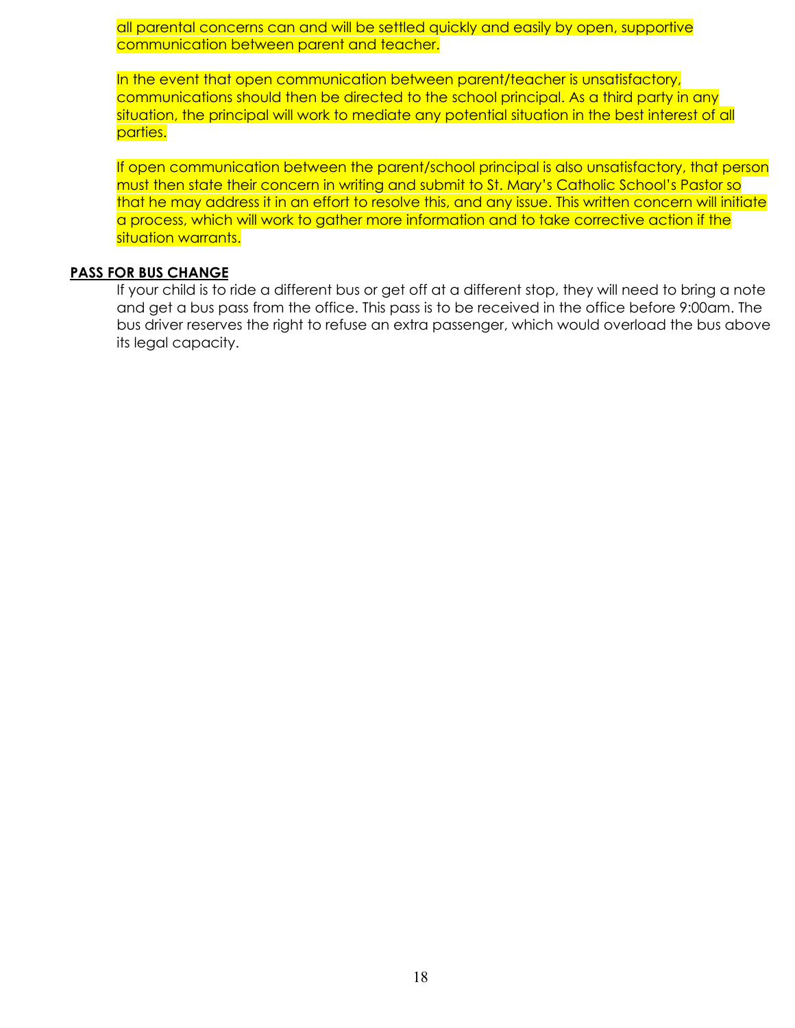all parental concerns can and will be settled quickly and easily by open, supportive communication between parent and teacher.

In the event that open communication between parent/teacher is unsatisfactory, communications should then be directed to the school principal. As a third party in any situation, the principal will work to mediate any potential situation in the best interest of all parties.

If open communication between the parent/school principal is also unsatisfactory, that person must then state their concern in writing and submit to St. Mary's Catholic School's Pastor so that he may address it in an effort to resolve this, and any issue. This written concern will initiate a process, which will work to gather more information and to take corrective action if the situation warrants.

## PASS FOR BUS CHANGE

If your child is to ride a different bus or get off at a different stop, they will need to bring a note and get a bus pass from the office. This pass is to be received in the office before 9:00am. The bus driver reserves the right to refuse an extra passenger, which would overload the bus above its legal capacity.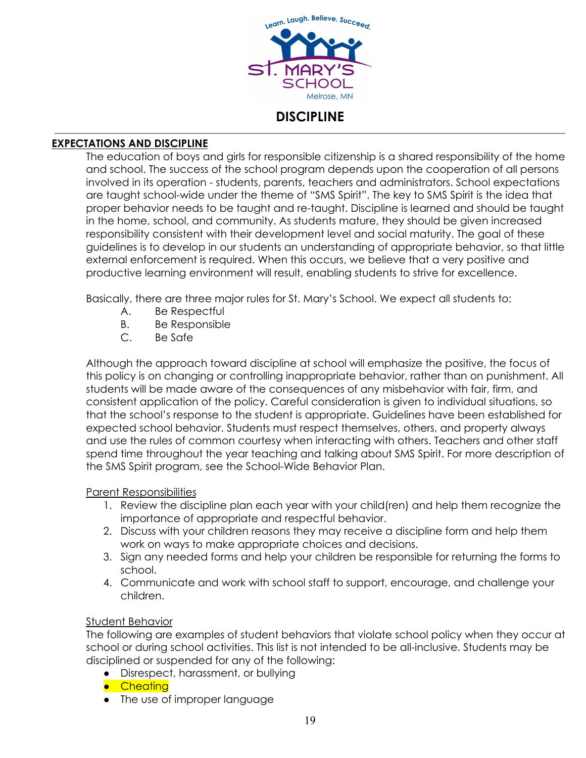# DISCIPLINE

## EXPECTATIONS AND DISCIPLINE

The education of boys and girls for responsible citizenship is a shared responsibility of the home and school. The success of the school program depends upon the cooperation of all persons involved in its operation - students, parents, teachers and administrators. School expectations are taught school-wide under the theme of "SMS Spirit". The key to SMS Spirit is the idea that proper behavior needs to be taught and re-taught. Discipline is learned and should be taught in the home, school, and community. As students mature, they should be given increased responsibility consistent with their development level and social maturity. The goal of these guidelines is to develop in our students an understanding of appropriate behavior, so that little external enforcement is required. When this occurs, we believe that a very positive and productive learning environment will result, enabling students to strive for excellence.

Basically, there are three major rules for St. Mary's School. We expect all students to:

A. Be Respectful
B. Be Responsible
C. Be Safe

Although the approach toward discipline at school will emphasize the positive, the focus of this policy is on changing or controlling inappropriate behavior, rather than on punishment. All students will be made aware of the consequences of any misbehavior with fair, firm, and consistent application of the policy. Careful consideration is given to individual situations, so that the school's response to the student is appropriate. Guidelines have been established for expected school behavior. Students must respect themselves, others, and property always and use the rules of common courtesy when interacting with others. Teachers and other staff spend time throughout the year teaching and talking about SMS Spirit. For more description of the SMS Spirit program, see the School-Wide Behavior Plan.

### Parent Responsibilities

1. Review the discipline plan each year with your child(ren) and help them recognize the importance of appropriate and respectful behavior.
2. Discuss with your children reasons they may receive a discipline form and help them work on ways to make appropriate choices and decisions.
3. Sign any needed forms and help your children be responsible for returning the forms to school.
4. Communicate and work with school staff to support, encourage, and challenge your children.

### Student Behavior

The following are examples of student behaviors that violate school policy when they occur at school or during school activities. This list is not intended to be all-inclusive. Students may be disciplined or suspended for any of the following:

- Disrespect, harassment, or bullying
- Cheating
- The use of improper language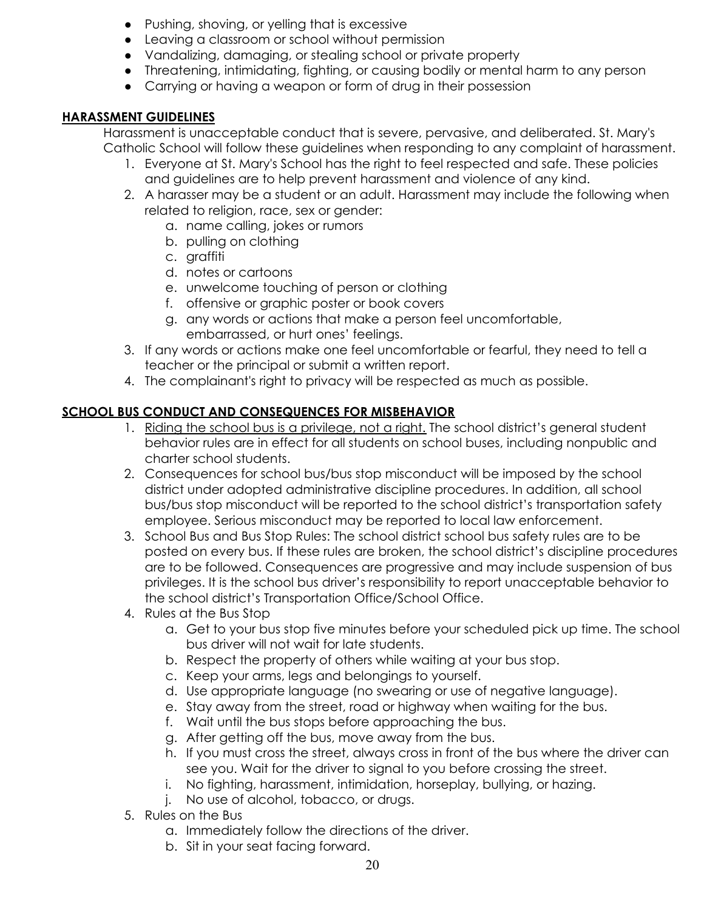- Pushing, shoving, or yelling that is excessive
- Leaving a classroom or school without permission
- Vandalizing, damaging, or stealing school or private property
- Threatening, intimidating, fighting, or causing bodily or mental harm to any person
- Carrying or having a weapon or form of drug in their possession

## **HARASSMENT GUIDELINES**

Harassment is unacceptable conduct that is severe, pervasive, and deliberated. St. Mary's Catholic School will follow these guidelines when responding to any complaint of harassment.

1. Everyone at St. Mary's School has the right to feel respected and safe. These policies and guidelines are to help prevent harassment and violence of any kind.
2. A harasser may be a student or an adult. Harassment may include the following when related to religion, race, sex or gender:
   a. name calling, jokes or rumors
   b. pulling on clothing
   c. graffiti
   d. notes or cartoons
   e. unwelcome touching of person or clothing
   f. offensive or graphic poster or book covers
   g. any words or actions that make a person feel uncomfortable, embarrassed, or hurt ones' feelings.
3. If any words or actions make one feel uncomfortable or fearful, they need to tell a teacher or the principal or submit a written report.
4. The complainant's right to privacy will be respected as much as possible.

## **SCHOOL BUS CONDUCT AND CONSEQUENCES FOR MISBEHAVIOR**

1. <u>Riding the school bus is a privilege, not a right.</u> The school district's general student behavior rules are in effect for all students on school buses, including nonpublic and charter school students.
2. Consequences for school bus/bus stop misconduct will be imposed by the school district under adopted administrative discipline procedures. In addition, all school bus/bus stop misconduct will be reported to the school district's transportation safety employee. Serious misconduct may be reported to local law enforcement.
3. School Bus and Bus Stop Rules: The school district school bus safety rules are to be posted on every bus. If these rules are broken, the school district's discipline procedures are to be followed. Consequences are progressive and may include suspension of bus privileges. It is the school bus driver's responsibility to report unacceptable behavior to the school district's Transportation Office/School Office.
4. Rules at the Bus Stop
   a. Get to your bus stop five minutes before your scheduled pick up time. The school bus driver will not wait for late students.
   b. Respect the property of others while waiting at your bus stop.
   c. Keep your arms, legs and belongings to yourself.
   d. Use appropriate language (no swearing or use of negative language).
   e. Stay away from the street, road or highway when waiting for the bus.
   f. Wait until the bus stops before approaching the bus.
   g. After getting off the bus, move away from the bus.
   h. If you must cross the street, always cross in front of the bus where the driver can see you. Wait for the driver to signal to you before crossing the street.
   i. No fighting, harassment, intimidation, horseplay, bullying, or hazing.
   j. No use of alcohol, tobacco, or drugs.
5. Rules on the Bus
   a. Immediately follow the directions of the driver.
   b. Sit in your seat facing forward.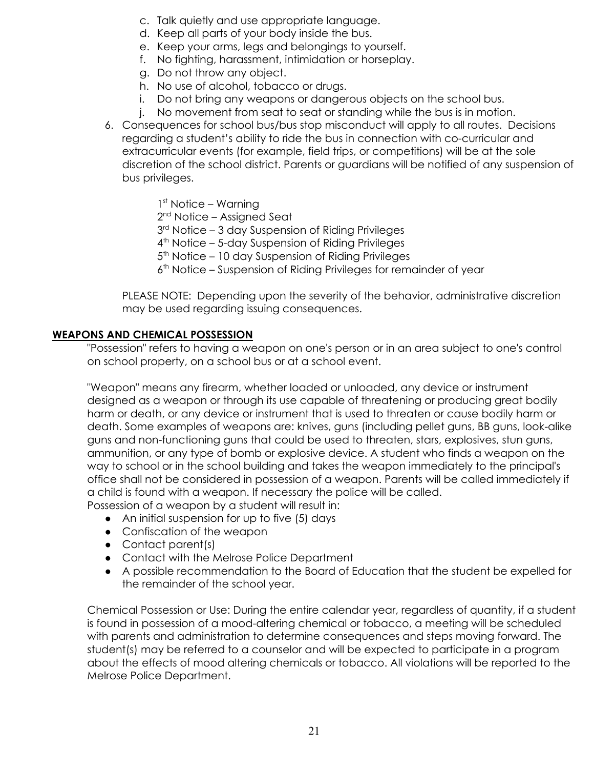c. Talk quietly and use appropriate language.
d. Keep all parts of your body inside the bus.
e. Keep your arms, legs and belongings to yourself.
f. No fighting, harassment, intimidation or horseplay.
g. Do not throw any object.
h. No use of alcohol, tobacco or drugs.
i. Do not bring any weapons or dangerous objects on the school bus.
j. No movement from seat to seat or standing while the bus is in motion.

6. Consequences for school bus/bus stop misconduct will apply to all routes. Decisions regarding a student's ability to ride the bus in connection with co-curricular and extracurricular events (for example, field trips, or competitions) will be at the sole discretion of the school district. Parents or guardians will be notified of any suspension of bus privileges.

   1st Notice – Warning
   2nd Notice – Assigned Seat
   3rd Notice – 3 day Suspension of Riding Privileges
   4th Notice – 5-day Suspension of Riding Privileges
   5th Notice – 10 day Suspension of Riding Privileges
   6th Notice – Suspension of Riding Privileges for remainder of year

   PLEASE NOTE: Depending upon the severity of the behavior, administrative discretion may be used regarding issuing consequences.

## WEAPONS AND CHEMICAL POSSESSION

"Possession" refers to having a weapon on one's person or in an area subject to one's control on school property, on a school bus or at a school event.

"Weapon" means any firearm, whether loaded or unloaded, any device or instrument designed as a weapon or through its use capable of threatening or producing great bodily harm or death, or any device or instrument that is used to threaten or cause bodily harm or death. Some examples of weapons are: knives, guns (including pellet guns, BB guns, look-alike guns and non-functioning guns that could be used to threaten, stars, explosives, stun guns, ammunition, or any type of bomb or explosive device. A student who finds a weapon on the way to school or in the school building and takes the weapon immediately to the principal's office shall not be considered in possession of a weapon. Parents will be called immediately if a child is found with a weapon. If necessary the police will be called.
Possession of a weapon by a student will result in:

- An initial suspension for up to five (5) days
- Confiscation of the weapon
- Contact parent(s)
- Contact with the Melrose Police Department
- A possible recommendation to the Board of Education that the student be expelled for the remainder of the school year.

Chemical Possession or Use: During the entire calendar year, regardless of quantity, if a student is found in possession of a mood-altering chemical or tobacco, a meeting will be scheduled with parents and administration to determine consequences and steps moving forward. The student(s) may be referred to a counselor and will be expected to participate in a program about the effects of mood altering chemicals or tobacco. All violations will be reported to the Melrose Police Department.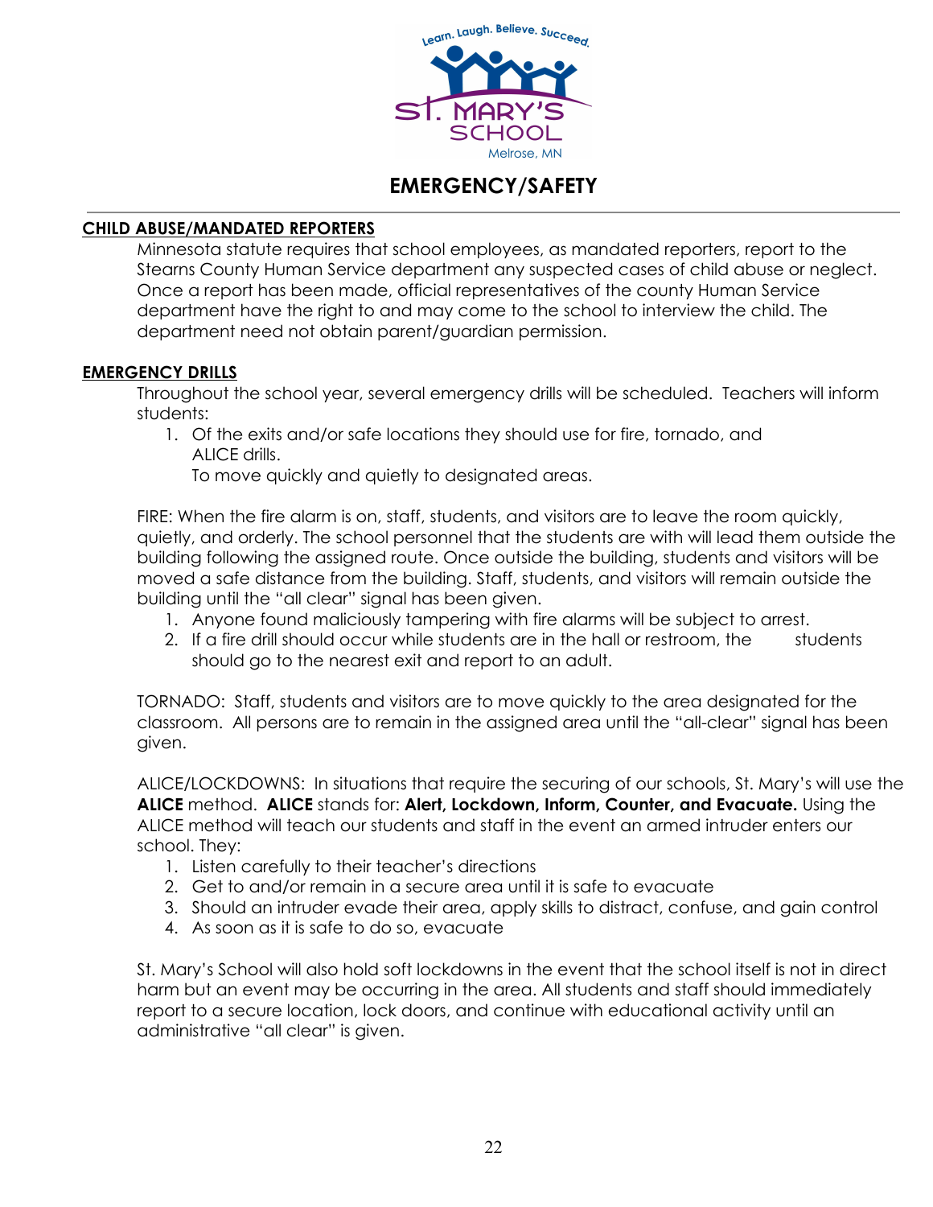# EMERGENCY/SAFETY

## CHILD ABUSE/MANDATED REPORTERS

Minnesota statute requires that school employees, as mandated reporters, report to the Stearns County Human Service department any suspected cases of child abuse or neglect. Once a report has been made, official representatives of the county Human Service department have the right to and may come to the school to interview the child. The department need not obtain parent/guardian permission.

## EMERGENCY DRILLS

Throughout the school year, several emergency drills will be scheduled. Teachers will inform students:

1. Of the exits and/or safe locations they should use for fire, tornado, and ALICE drills.
   To move quickly and quietly to designated areas.

FIRE: When the fire alarm is on, staff, students, and visitors are to leave the room quickly, quietly, and orderly. The school personnel that the students are with will lead them outside the building following the assigned route. Once outside the building, students and visitors will be moved a safe distance from the building. Staff, students, and visitors will remain outside the building until the "all clear" signal has been given.

1. Anyone found maliciously tampering with fire alarms will be subject to arrest.
2. If a fire drill should occur while students are in the hall or restroom, the students should go to the nearest exit and report to an adult.

TORNADO: Staff, students and visitors are to move quickly to the area designated for the classroom. All persons are to remain in the assigned area until the "all-clear" signal has been given.

ALICE/LOCKDOWNS: In situations that require the securing of our schools, St. Mary's will use the **ALICE** method. **ALICE** stands for: **Alert, Lockdown, Inform, Counter, and Evacuate.** Using the ALICE method will teach our students and staff in the event an armed intruder enters our school. They:

1. Listen carefully to their teacher's directions
2. Get to and/or remain in a secure area until it is safe to evacuate
3. Should an intruder evade their area, apply skills to distract, confuse, and gain control
4. As soon as it is safe to do so, evacuate

St. Mary's School will also hold soft lockdowns in the event that the school itself is not in direct harm but an event may be occurring in the area. All students and staff should immediately report to a secure location, lock doors, and continue with educational activity until an administrative "all clear" is given.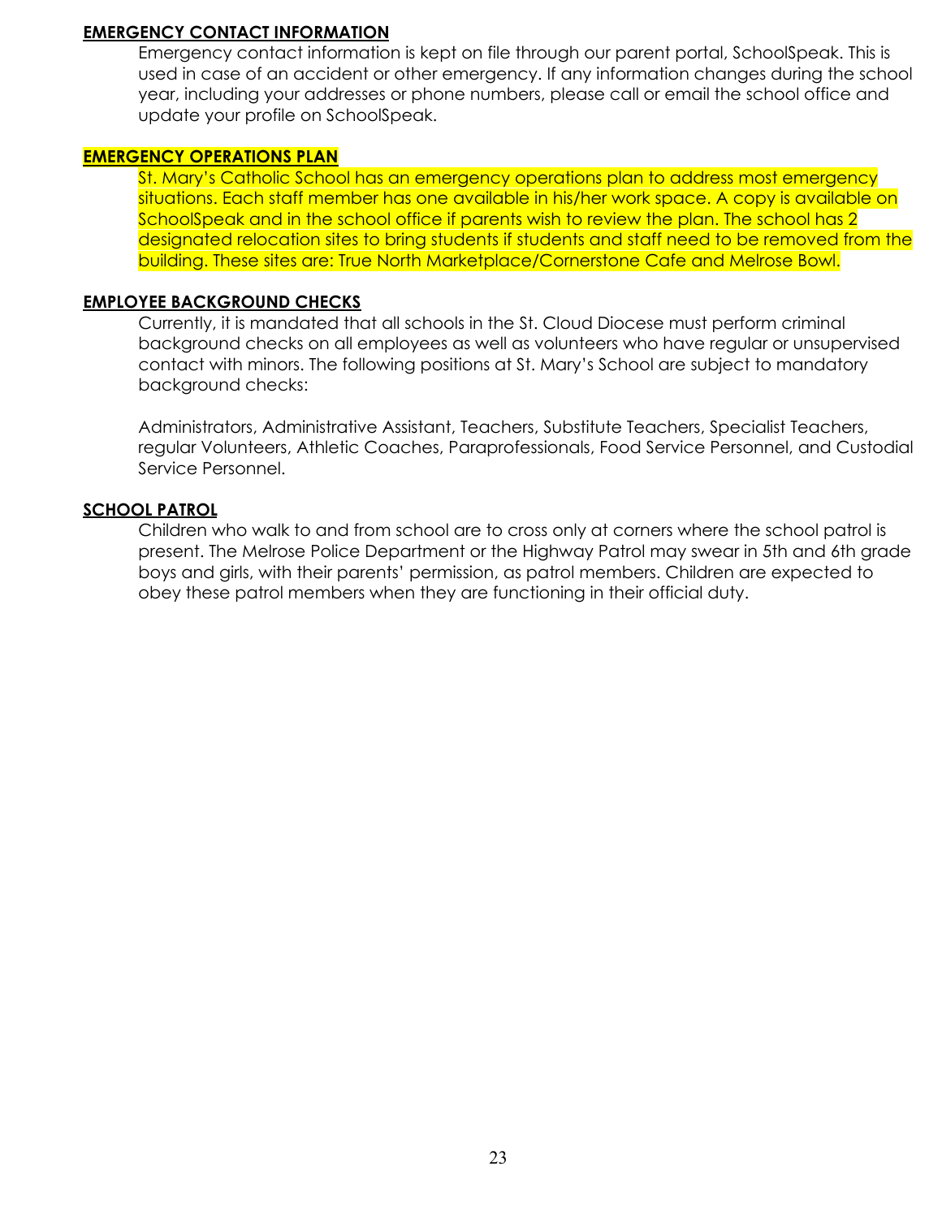## EMERGENCY CONTACT INFORMATION

Emergency contact information is kept on file through our parent portal, SchoolSpeak. This is used in case of an accident or other emergency. If any information changes during the school year, including your addresses or phone numbers, please call or email the school office and update your profile on SchoolSpeak.

## EMERGENCY OPERATIONS PLAN

St. Mary's Catholic School has an emergency operations plan to address most emergency situations. Each staff member has one available in his/her work space. A copy is available on SchoolSpeak and in the school office if parents wish to review the plan. The school has 2 designated relocation sites to bring students if students and staff need to be removed from the building. These sites are: True North Marketplace/Cornerstone Cafe and Melrose Bowl.

## EMPLOYEE BACKGROUND CHECKS

Currently, it is mandated that all schools in the St. Cloud Diocese must perform criminal background checks on all employees as well as volunteers who have regular or unsupervised contact with minors. The following positions at St. Mary's School are subject to mandatory background checks:

Administrators, Administrative Assistant, Teachers, Substitute Teachers, Specialist Teachers, regular Volunteers, Athletic Coaches, Paraprofessionals, Food Service Personnel, and Custodial Service Personnel.

## SCHOOL PATROL

Children who walk to and from school are to cross only at corners where the school patrol is present. The Melrose Police Department or the Highway Patrol may swear in 5th and 6th grade boys and girls, with their parents' permission, as patrol members. Children are expected to obey these patrol members when they are functioning in their official duty.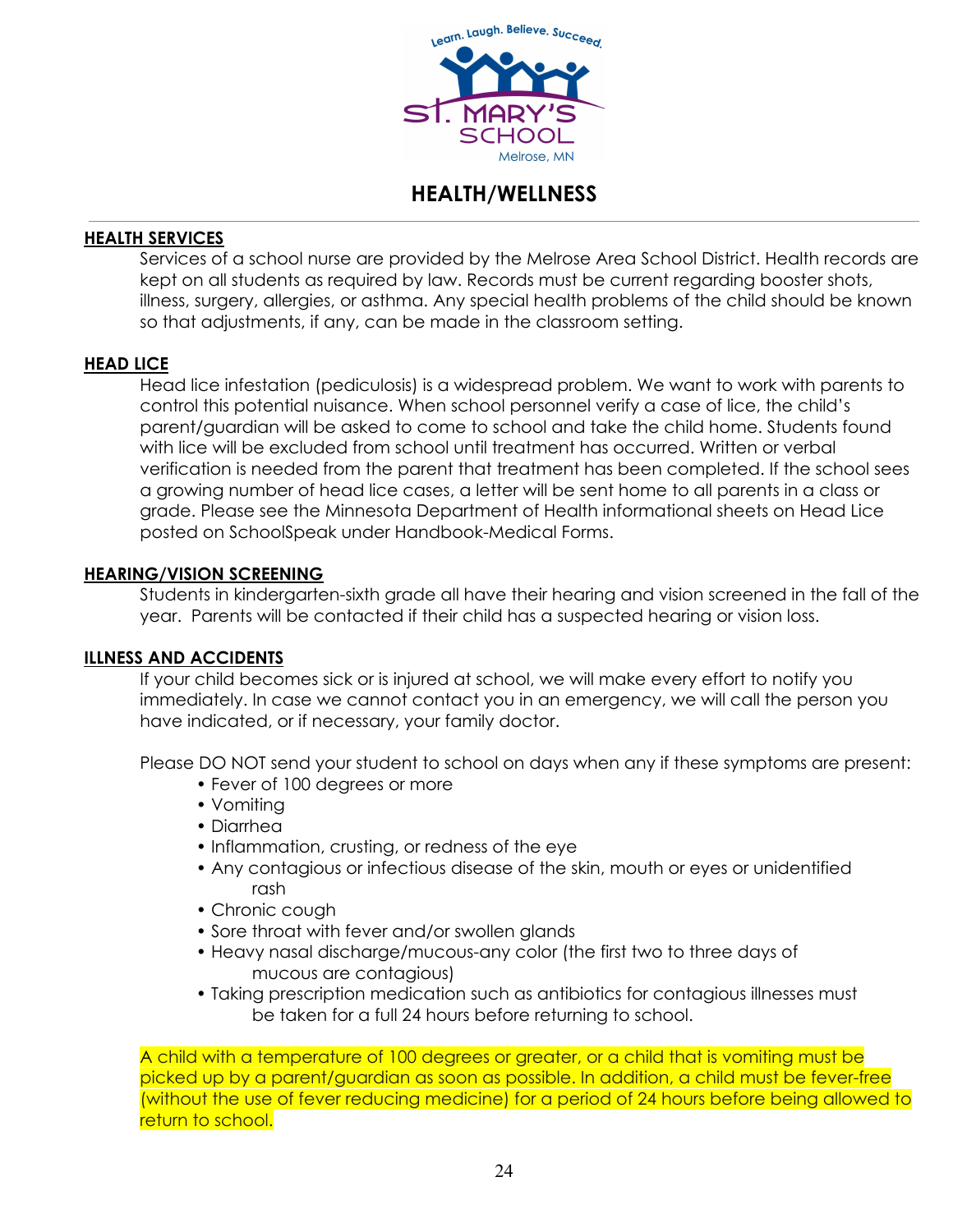# HEALTH/WELLNESS

## HEALTH SERVICES

Services of a school nurse are provided by the Melrose Area School District. Health records are kept on all students as required by law. Records must be current regarding booster shots, illness, surgery, allergies, or asthma. Any special health problems of the child should be known so that adjustments, if any, can be made in the classroom setting.

## HEAD LICE

Head lice infestation (pediculosis) is a widespread problem. We want to work with parents to control this potential nuisance. When school personnel verify a case of lice, the child's parent/guardian will be asked to come to school and take the child home. Students found with lice will be excluded from school until treatment has occurred. Written or verbal verification is needed from the parent that treatment has been completed. If the school sees a growing number of head lice cases, a letter will be sent home to all parents in a class or grade. Please see the Minnesota Department of Health informational sheets on Head Lice posted on SchoolSpeak under Handbook-Medical Forms.

## HEARING/VISION SCREENING

Students in kindergarten-sixth grade all have their hearing and vision screened in the fall of the year. Parents will be contacted if their child has a suspected hearing or vision loss.

## ILLNESS AND ACCIDENTS

If your child becomes sick or is injured at school, we will make every effort to notify you immediately. In case we cannot contact you in an emergency, we will call the person you have indicated, or if necessary, your family doctor.

Please DO NOT send your student to school on days when any if these symptoms are present:

- Fever of 100 degrees or more
- Vomiting
- Diarrhea
- Inflammation, crusting, or redness of the eye
- Any contagious or infectious disease of the skin, mouth or eyes or unidentified rash
- Chronic cough
- Sore throat with fever and/or swollen glands
- Heavy nasal discharge/mucous-any color (the first two to three days of mucous are contagious)
- Taking prescription medication such as antibiotics for contagious illnesses must be taken for a full 24 hours before returning to school.

A child with a temperature of 100 degrees or greater, or a child that is vomiting must be picked up by a parent/guardian as soon as possible. In addition, a child must be fever-free (without the use of fever reducing medicine) for a period of 24 hours before being allowed to return to school.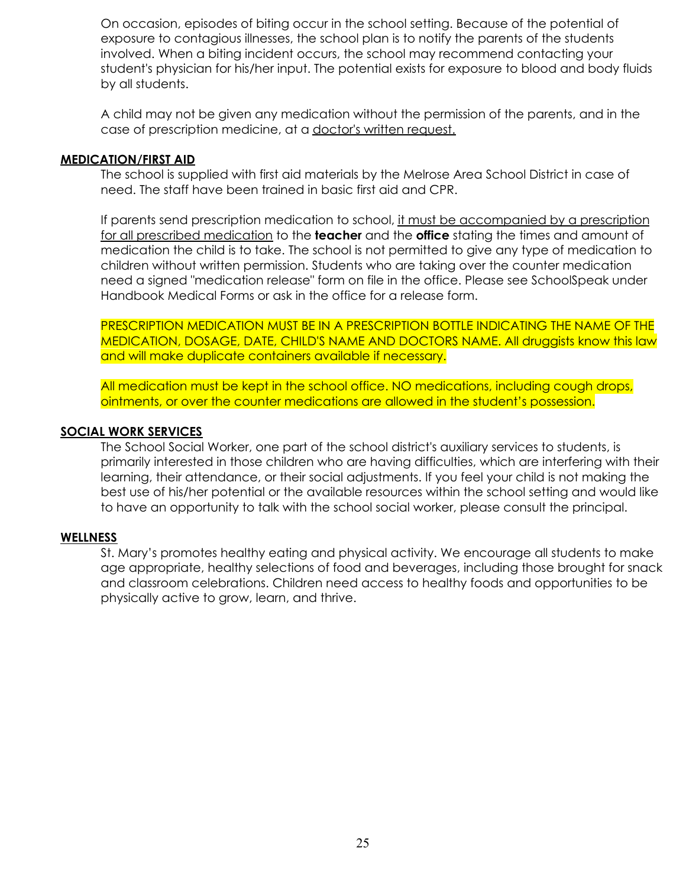On occasion, episodes of biting occur in the school setting. Because of the potential of exposure to contagious illnesses, the school plan is to notify the parents of the students involved. When a biting incident occurs, the school may recommend contacting your student's physician for his/her input. The potential exists for exposure to blood and body fluids by all students.

A child may not be given any medication without the permission of the parents, and in the case of prescription medicine, at a doctor's written request.

## MEDICATION/FIRST AID

The school is supplied with first aid materials by the Melrose Area School District in case of need. The staff have been trained in basic first aid and CPR.

If parents send prescription medication to school, it must be accompanied by a prescription for all prescribed medication to the **teacher** and the **office** stating the times and amount of medication the child is to take. The school is not permitted to give any type of medication to children without written permission. Students who are taking over the counter medication need a signed "medication release" form on file in the office. Please see SchoolSpeak under Handbook Medical Forms or ask in the office for a release form.

PRESCRIPTION MEDICATION MUST BE IN A PRESCRIPTION BOTTLE INDICATING THE NAME OF THE MEDICATION, DOSAGE, DATE, CHILD'S NAME AND DOCTORS NAME. All druggists know this law and will make duplicate containers available if necessary.

All medication must be kept in the school office. NO medications, including cough drops, ointments, or over the counter medications are allowed in the student's possession.

## SOCIAL WORK SERVICES

The School Social Worker, one part of the school district's auxiliary services to students, is primarily interested in those children who are having difficulties, which are interfering with their learning, their attendance, or their social adjustments. If you feel your child is not making the best use of his/her potential or the available resources within the school setting and would like to have an opportunity to talk with the school social worker, please consult the principal.

## WELLNESS

St. Mary's promotes healthy eating and physical activity. We encourage all students to make age appropriate, healthy selections of food and beverages, including those brought for snack and classroom celebrations. Children need access to healthy foods and opportunities to be physically active to grow, learn, and thrive.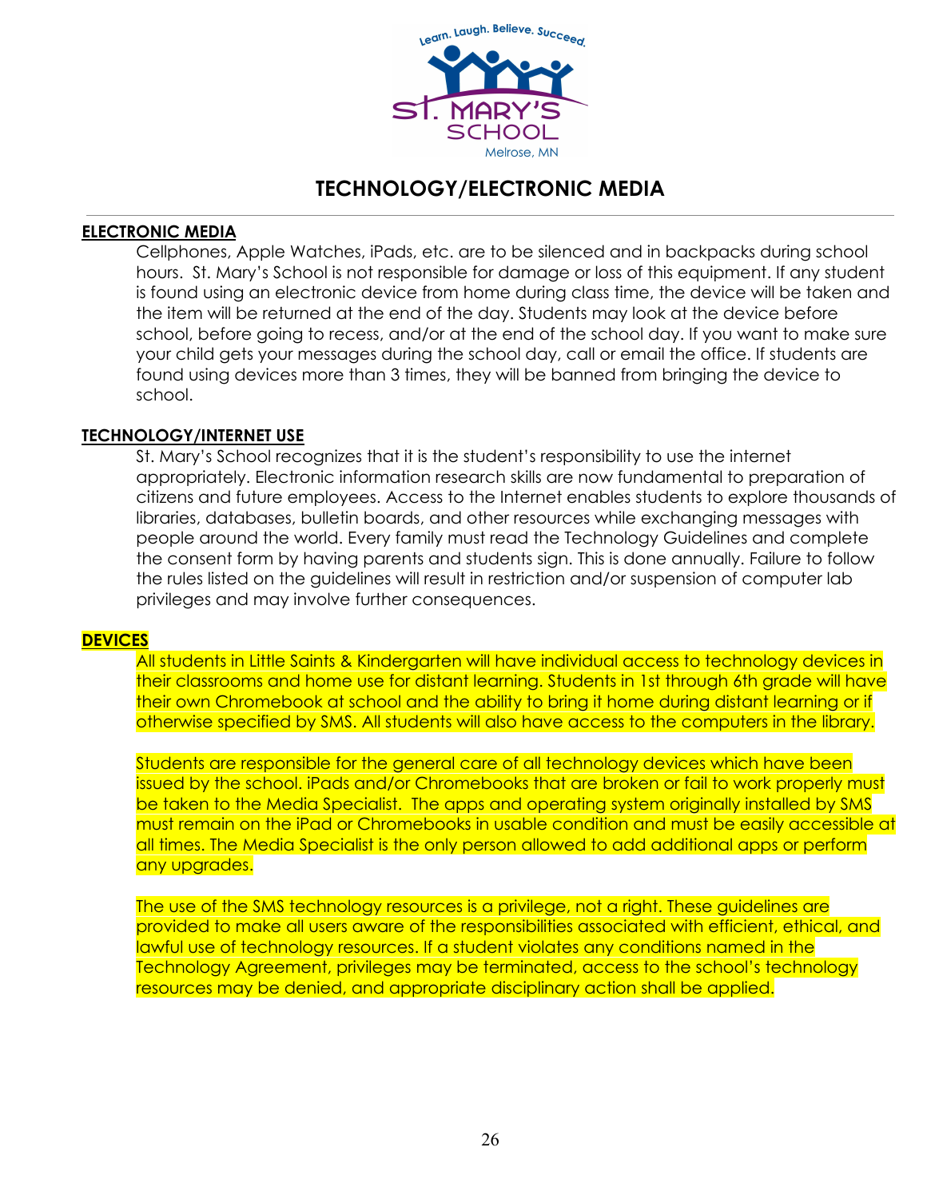# TECHNOLOGY/ELECTRONIC MEDIA

## ELECTRONIC MEDIA

Cellphones, Apple Watches, iPads, etc. are to be silenced and in backpacks during school hours. St. Mary's School is not responsible for damage or loss of this equipment. If any student is found using an electronic device from home during class time, the device will be taken and the item will be returned at the end of the day. Students may look at the device before school, before going to recess, and/or at the end of the school day. If you want to make sure your child gets your messages during the school day, call or email the office. If students are found using devices more than 3 times, they will be banned from bringing the device to school.

## TECHNOLOGY/INTERNET USE

St. Mary's School recognizes that it is the student's responsibility to use the internet appropriately. Electronic information research skills are now fundamental to preparation of citizens and future employees. Access to the Internet enables students to explore thousands of libraries, databases, bulletin boards, and other resources while exchanging messages with people around the world. Every family must read the Technology Guidelines and complete the consent form by having parents and students sign. This is done annually. Failure to follow the rules listed on the guidelines will result in restriction and/or suspension of computer lab privileges and may involve further consequences.

## DEVICES

All students in Little Saints & Kindergarten will have individual access to technology devices in their classrooms and home use for distant learning. Students in 1st through 6th grade will have their own Chromebook at school and the ability to bring it home during distant learning or if otherwise specified by SMS. All students will also have access to the computers in the library.

Students are responsible for the general care of all technology devices which have been issued by the school. iPads and/or Chromebooks that are broken or fail to work properly must be taken to the Media Specialist. The apps and operating system originally installed by SMS must remain on the iPad or Chromebooks in usable condition and must be easily accessible at all times. The Media Specialist is the only person allowed to add additional apps or perform any upgrades.

The use of the SMS technology resources is a privilege, not a right. These guidelines are provided to make all users aware of the responsibilities associated with efficient, ethical, and lawful use of technology resources. If a student violates any conditions named in the Technology Agreement, privileges may be terminated, access to the school's technology resources may be denied, and appropriate disciplinary action shall be applied.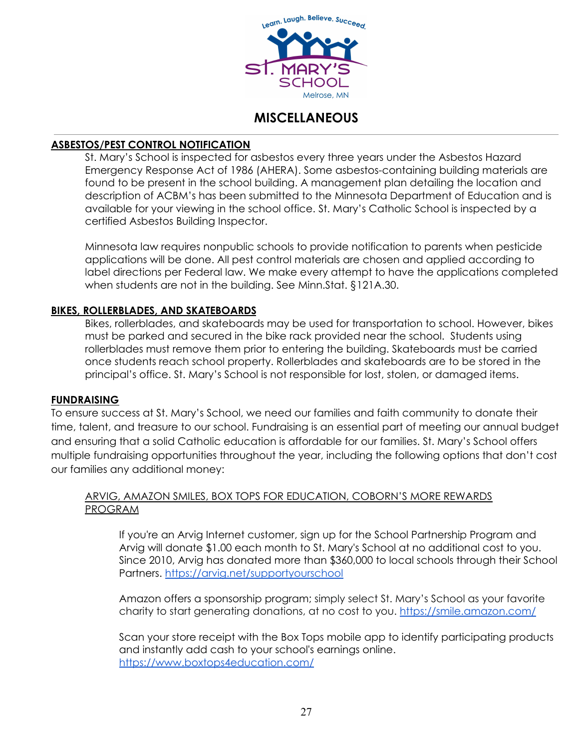# MISCELLANEOUS

## ASBESTOS/PEST CONTROL NOTIFICATION

St. Mary's School is inspected for asbestos every three years under the Asbestos Hazard Emergency Response Act of 1986 (AHERA). Some asbestos-containing building materials are found to be present in the school building. A management plan detailing the location and description of ACBM's has been submitted to the Minnesota Department of Education and is available for your viewing in the school office. St. Mary's Catholic School is inspected by a certified Asbestos Building Inspector.

Minnesota law requires nonpublic schools to provide notification to parents when pesticide applications will be done. All pest control materials are chosen and applied according to label directions per Federal law. We make every attempt to have the applications completed when students are not in the building. See Minn.Stat. §121A.30.

## BIKES, ROLLERBLADES, AND SKATEBOARDS

Bikes, rollerblades, and skateboards may be used for transportation to school. However, bikes must be parked and secured in the bike rack provided near the school. Students using rollerblades must remove them prior to entering the building. Skateboards must be carried once students reach school property. Rollerblades and skateboards are to be stored in the principal's office. St. Mary's School is not responsible for lost, stolen, or damaged items.

## FUNDRAISING

To ensure success at St. Mary's School, we need our families and faith community to donate their time, talent, and treasure to our school. Fundraising is an essential part of meeting our annual budget and ensuring that a solid Catholic education is affordable for our families. St. Mary's School offers multiple fundraising opportunities throughout the year, including the following options that don't cost our families any additional money:

### ARVIG, AMAZON SMILES, BOX TOPS FOR EDUCATION, COBORN'S MORE REWARDS PROGRAM

If you're an Arvig Internet customer, sign up for the School Partnership Program and Arvig will donate $1.00 each month to St. Mary's School at no additional cost to you. Since 2010, Arvig has donated more than $360,000 to local schools through their School Partners. https://arvig.net/supportyourschool

Amazon offers a sponsorship program; simply select St. Mary's School as your favorite charity to start generating donations, at no cost to you. https://smile.amazon.com/

Scan your store receipt with the Box Tops mobile app to identify participating products and instantly add cash to your school's earnings online. https://www.boxtops4education.com/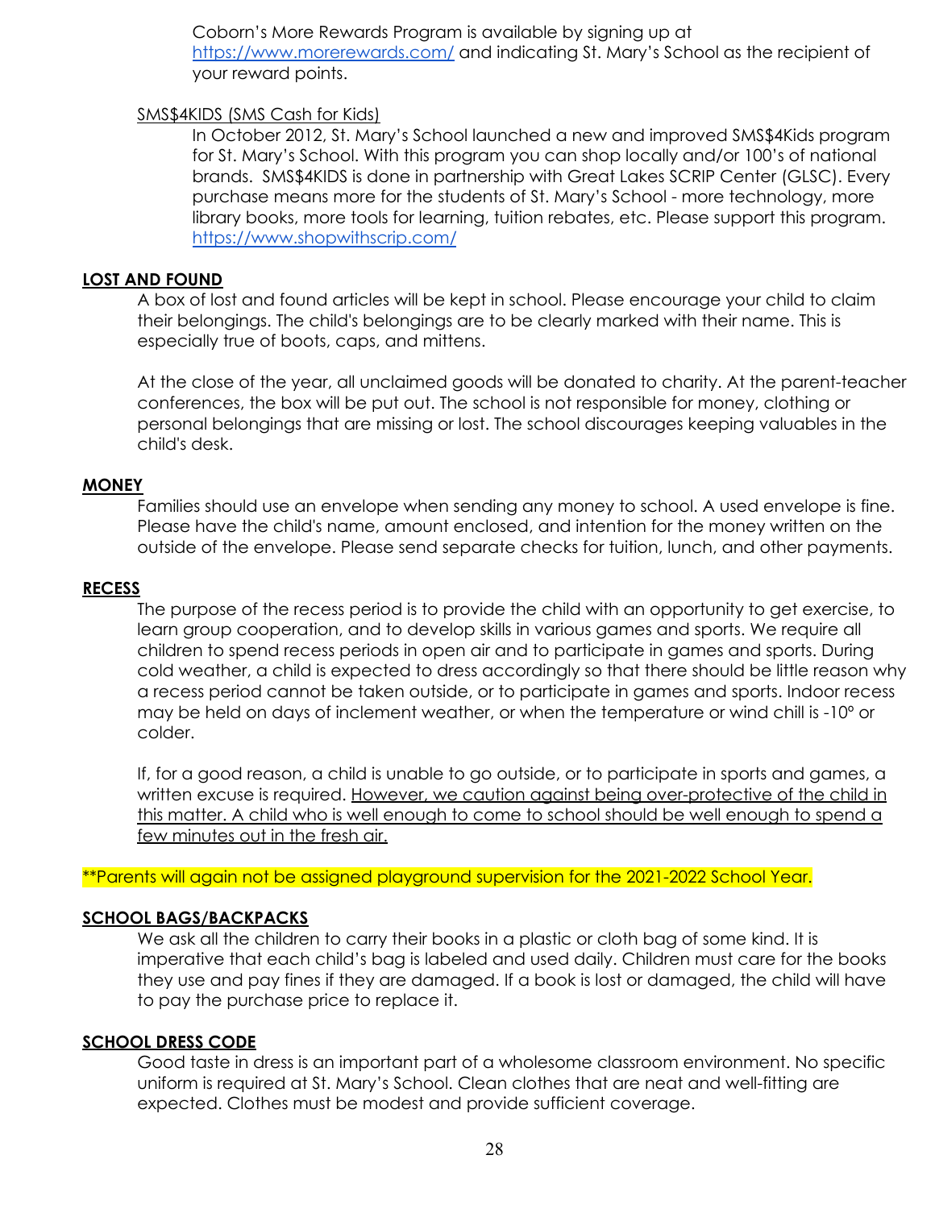Coborn's More Rewards Program is available by signing up at https://www.morerewards.com/ and indicating St. Mary's School as the recipient of your reward points.

SMS$4KIDS (SMS Cash for Kids)

In October 2012, St. Mary's School launched a new and improved SMS$4Kids program for St. Mary's School. With this program you can shop locally and/or 100's of national brands. SMS$4KIDS is done in partnership with Great Lakes SCRIP Center (GLSC). Every purchase means more for the students of St. Mary's School - more technology, more library books, more tools for learning, tuition rebates, etc. Please support this program. https://www.shopwithscrip.com/

## LOST AND FOUND

A box of lost and found articles will be kept in school. Please encourage your child to claim their belongings. The child's belongings are to be clearly marked with their name. This is especially true of boots, caps, and mittens.

At the close of the year, all unclaimed goods will be donated to charity. At the parent-teacher conferences, the box will be put out. The school is not responsible for money, clothing or personal belongings that are missing or lost. The school discourages keeping valuables in the child's desk.

## MONEY

Families should use an envelope when sending any money to school. A used envelope is fine. Please have the child's name, amount enclosed, and intention for the money written on the outside of the envelope. Please send separate checks for tuition, lunch, and other payments.

## RECESS

The purpose of the recess period is to provide the child with an opportunity to get exercise, to learn group cooperation, and to develop skills in various games and sports. We require all children to spend recess periods in open air and to participate in games and sports. During cold weather, a child is expected to dress accordingly so that there should be little reason why a recess period cannot be taken outside, or to participate in games and sports. Indoor recess may be held on days of inclement weather, or when the temperature or wind chill is -10° or colder.

If, for a good reason, a child is unable to go outside, or to participate in sports and games, a written excuse is required. However, we caution against being over-protective of the child in this matter. A child who is well enough to come to school should be well enough to spend a few minutes out in the fresh air.

**Parents will again not be assigned playground supervision for the 2021-2022 School Year.

## SCHOOL BAGS/BACKPACKS

We ask all the children to carry their books in a plastic or cloth bag of some kind. It is imperative that each child's bag is labeled and used daily. Children must care for the books they use and pay fines if they are damaged. If a book is lost or damaged, the child will have to pay the purchase price to replace it.

## SCHOOL DRESS CODE

Good taste in dress is an important part of a wholesome classroom environment. No specific uniform is required at St. Mary's School. Clean clothes that are neat and well-fitting are expected. Clothes must be modest and provide sufficient coverage.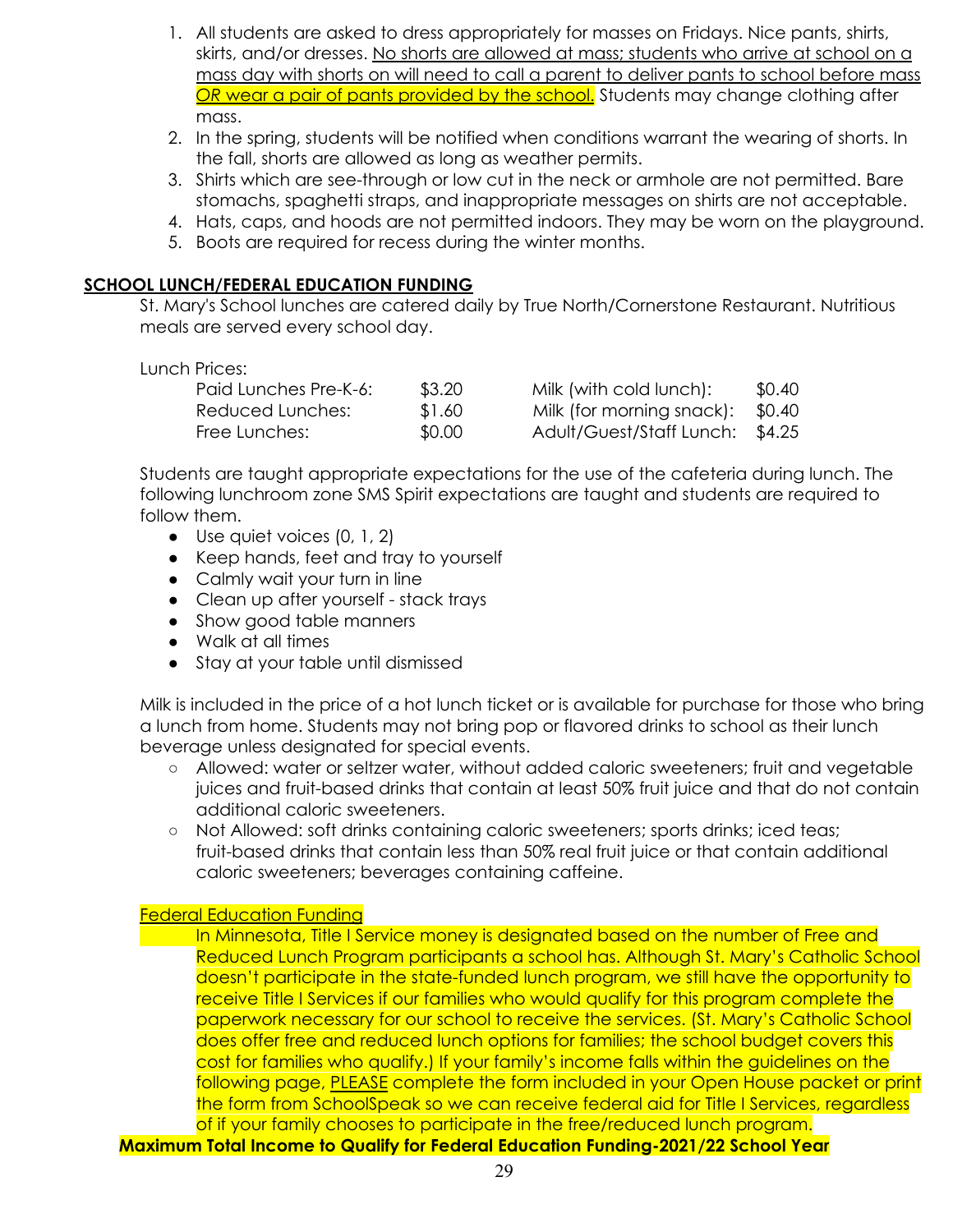1. All students are asked to dress appropriately for masses on Fridays. Nice pants, shirts, skirts, and/or dresses. No shorts are allowed at mass; students who arrive at school on a mass day with shorts on will need to call a parent to deliver pants to school before mass *OR* wear a pair of pants provided by the school. Students may change clothing after mass.
2. In the spring, students will be notified when conditions warrant the wearing of shorts. In the fall, shorts are allowed as long as weather permits.
3. Shirts which are see-through or low cut in the neck or armhole are not permitted. Bare stomachs, spaghetti straps, and inappropriate messages on shirts are not acceptable.
4. Hats, caps, and hoods are not permitted indoors. They may be worn on the playground.
5. Boots are required for recess during the winter months.

## SCHOOL LUNCH/FEDERAL EDUCATION FUNDING

St. Mary's School lunches are catered daily by True North/Cornerstone Restaurant. Nutritious meals are served every school day.

Lunch Prices:

| | | | |
|---|---|---|---|
| Paid Lunches Pre-K-6: | $3.20 | Milk (with cold lunch): | $0.40 |
| Reduced Lunches: | $1.60 | Milk (for morning snack): | $0.40 |
| Free Lunches: | $0.00 | Adult/Guest/Staff Lunch: | $4.25 |

Students are taught appropriate expectations for the use of the cafeteria during lunch. The following lunchroom zone SMS Spirit expectations are taught and students are required to follow them.

- Use quiet voices (0, 1, 2)
- Keep hands, feet and tray to yourself
- Calmly wait your turn in line
- Clean up after yourself - stack trays
- Show good table manners
- Walk at all times
- Stay at your table until dismissed

Milk is included in the price of a hot lunch ticket or is available for purchase for those who bring a lunch from home. Students may not bring pop or flavored drinks to school as their lunch beverage unless designated for special events.

- Allowed: water or seltzer water, without added caloric sweeteners; fruit and vegetable juices and fruit-based drinks that contain at least 50% fruit juice and that do not contain additional caloric sweeteners.
- Not Allowed: soft drinks containing caloric sweeteners; sports drinks; iced teas; fruit-based drinks that contain less than 50% real fruit juice or that contain additional caloric sweeteners; beverages containing caffeine.

### Federal Education Funding

In Minnesota, Title I Service money is designated based on the number of Free and Reduced Lunch Program participants a school has. Although St. Mary's Catholic School doesn't participate in the state-funded lunch program, we still have the opportunity to receive Title I Services if our families who would qualify for this program complete the paperwork necessary for our school to receive the services. (St. Mary's Catholic School does offer free and reduced lunch options for families; the school budget covers this cost for families who qualify.) If your family's income falls within the guidelines on the following page, PLEASE complete the form included in your Open House packet or print the form from SchoolSpeak so we can receive federal aid for Title I Services, regardless of if your family chooses to participate in the free/reduced lunch program.

**Maximum Total Income to Qualify for Federal Education Funding-2021/22 School Year**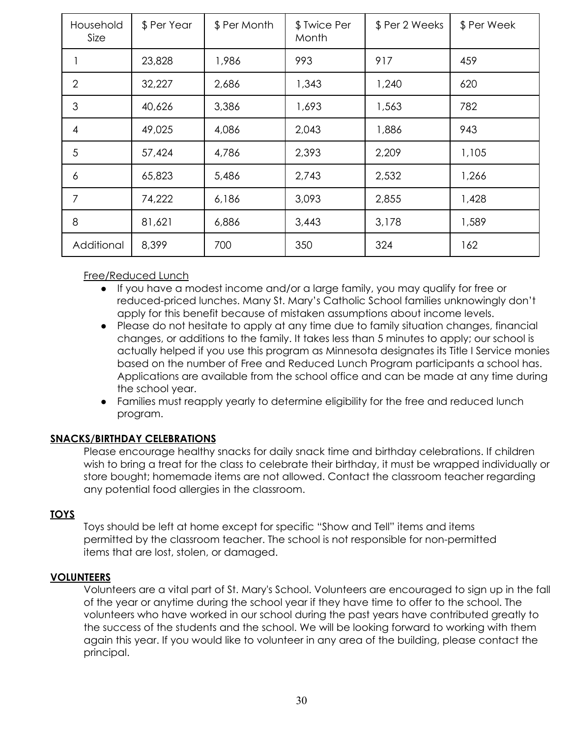| Household Size | $ Per Year | $ Per Month | $ Twice Per Month | $ Per 2 Weeks | $ Per Week |
|---|---|---|---|---|---|
| 1 | 23,828 | 1,986 | 993 | 917 | 459 |
| 2 | 32,227 | 2,686 | 1,343 | 1,240 | 620 |
| 3 | 40,626 | 3,386 | 1,693 | 1,563 | 782 |
| 4 | 49,025 | 4,086 | 2,043 | 1,886 | 943 |
| 5 | 57,424 | 4,786 | 2,393 | 2,209 | 1,105 |
| 6 | 65,823 | 5,486 | 2,743 | 2,532 | 1,266 |
| 7 | 74,222 | 6,186 | 3,093 | 2,855 | 1,428 |
| 8 | 81,621 | 6,886 | 3,443 | 3,178 | 1,589 |
| Additional | 8,399 | 700 | 350 | 324 | 162 |

Free/Reduced Lunch

- If you have a modest income and/or a large family, you may qualify for free or reduced-priced lunches. Many St. Mary's Catholic School families unknowingly don't apply for this benefit because of mistaken assumptions about income levels.
- Please do not hesitate to apply at any time due to family situation changes, financial changes, or additions to the family. It takes less than 5 minutes to apply; our school is actually helped if you use this program as Minnesota designates its Title I Service monies based on the number of Free and Reduced Lunch Program participants a school has. Applications are available from the school office and can be made at any time during the school year.
- Families must reapply yearly to determine eligibility for the free and reduced lunch program.

**SNACKS/BIRTHDAY CELEBRATIONS**

Please encourage healthy snacks for daily snack time and birthday celebrations. If children wish to bring a treat for the class to celebrate their birthday, it must be wrapped individually or store bought; homemade items are not allowed. Contact the classroom teacher regarding any potential food allergies in the classroom.

**TOYS**

Toys should be left at home except for specific "Show and Tell" items and items permitted by the classroom teacher. The school is not responsible for non-permitted items that are lost, stolen, or damaged.

**VOLUNTEERS**

Volunteers are a vital part of St. Mary's School. Volunteers are encouraged to sign up in the fall of the year or anytime during the school year if they have time to offer to the school. The volunteers who have worked in our school during the past years have contributed greatly to the success of the students and the school. We will be looking forward to working with them again this year. If you would like to volunteer in any area of the building, please contact the principal.